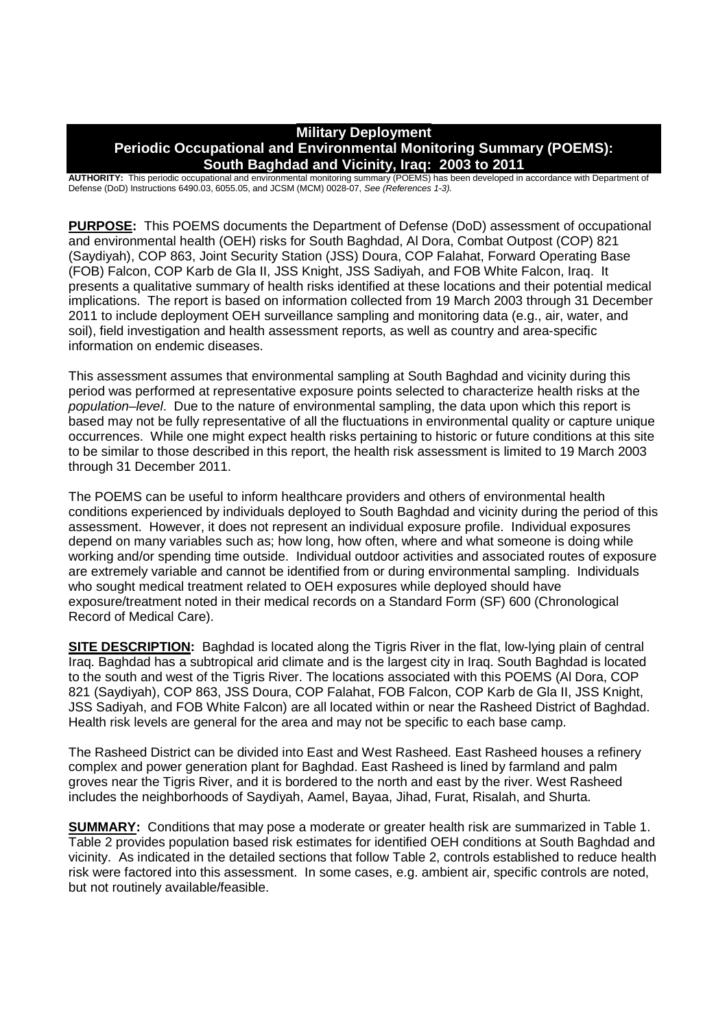# Military Deployment
# Periodic Occupational and Environmental Monitoring Summary (POEMS): South Baghdad and Vicinity, Iraq: 2003 to 2011

**AUTHORITY:** This periodic occupational and environmental monitoring summary (POEMS) has been developed in accordance with Department of Defense (DoD) Instructions 6490.03, 6055.05, and JCSM (MCM) 0028-07, *See (References 1-3).*

**PURPOSE:** This POEMS documents the Department of Defense (DoD) assessment of occupational and environmental health (OEH) risks for South Baghdad, Al Dora, Combat Outpost (COP) 821 (Saydiyah), COP 863, Joint Security Station (JSS) Doura, COP Falahat, Forward Operating Base (FOB) Falcon, COP Karb de Gla II, JSS Knight, JSS Sadiyah, and FOB White Falcon, Iraq. It presents a qualitative summary of health risks identified at these locations and their potential medical implications. The report is based on information collected from 19 March 2003 through 31 December 2011 to include deployment OEH surveillance sampling and monitoring data (e.g., air, water, and soil), field investigation and health assessment reports, as well as country and area-specific information on endemic diseases.

This assessment assumes that environmental sampling at South Baghdad and vicinity during this period was performed at representative exposure points selected to characterize health risks at the *population–level*. Due to the nature of environmental sampling, the data upon which this report is based may not be fully representative of all the fluctuations in environmental quality or capture unique occurrences. While one might expect health risks pertaining to historic or future conditions at this site to be similar to those described in this report, the health risk assessment is limited to 19 March 2003 through 31 December 2011.

The POEMS can be useful to inform healthcare providers and others of environmental health conditions experienced by individuals deployed to South Baghdad and vicinity during the period of this assessment. However, it does not represent an individual exposure profile. Individual exposures depend on many variables such as; how long, how often, where and what someone is doing while working and/or spending time outside. Individual outdoor activities and associated routes of exposure are extremely variable and cannot be identified from or during environmental sampling. Individuals who sought medical treatment related to OEH exposures while deployed should have exposure/treatment noted in their medical records on a Standard Form (SF) 600 (Chronological Record of Medical Care).

**SITE DESCRIPTION:** Baghdad is located along the Tigris River in the flat, low-lying plain of central Iraq. Baghdad has a subtropical arid climate and is the largest city in Iraq. South Baghdad is located to the south and west of the Tigris River. The locations associated with this POEMS (Al Dora, COP 821 (Saydiyah), COP 863, JSS Doura, COP Falahat, FOB Falcon, COP Karb de Gla II, JSS Knight, JSS Sadiyah, and FOB White Falcon) are all located within or near the Rasheed District of Baghdad. Health risk levels are general for the area and may not be specific to each base camp.

The Rasheed District can be divided into East and West Rasheed. East Rasheed houses a refinery complex and power generation plant for Baghdad. East Rasheed is lined by farmland and palm groves near the Tigris River, and it is bordered to the north and east by the river. West Rasheed includes the neighborhoods of Saydiyah, Aamel, Bayaa, Jihad, Furat, Risalah, and Shurta.

**SUMMARY:** Conditions that may pose a moderate or greater health risk are summarized in Table 1. Table 2 provides population based risk estimates for identified OEH conditions at South Baghdad and vicinity. As indicated in the detailed sections that follow Table 2, controls established to reduce health risk were factored into this assessment. In some cases, e.g. ambient air, specific controls are noted, but not routinely available/feasible.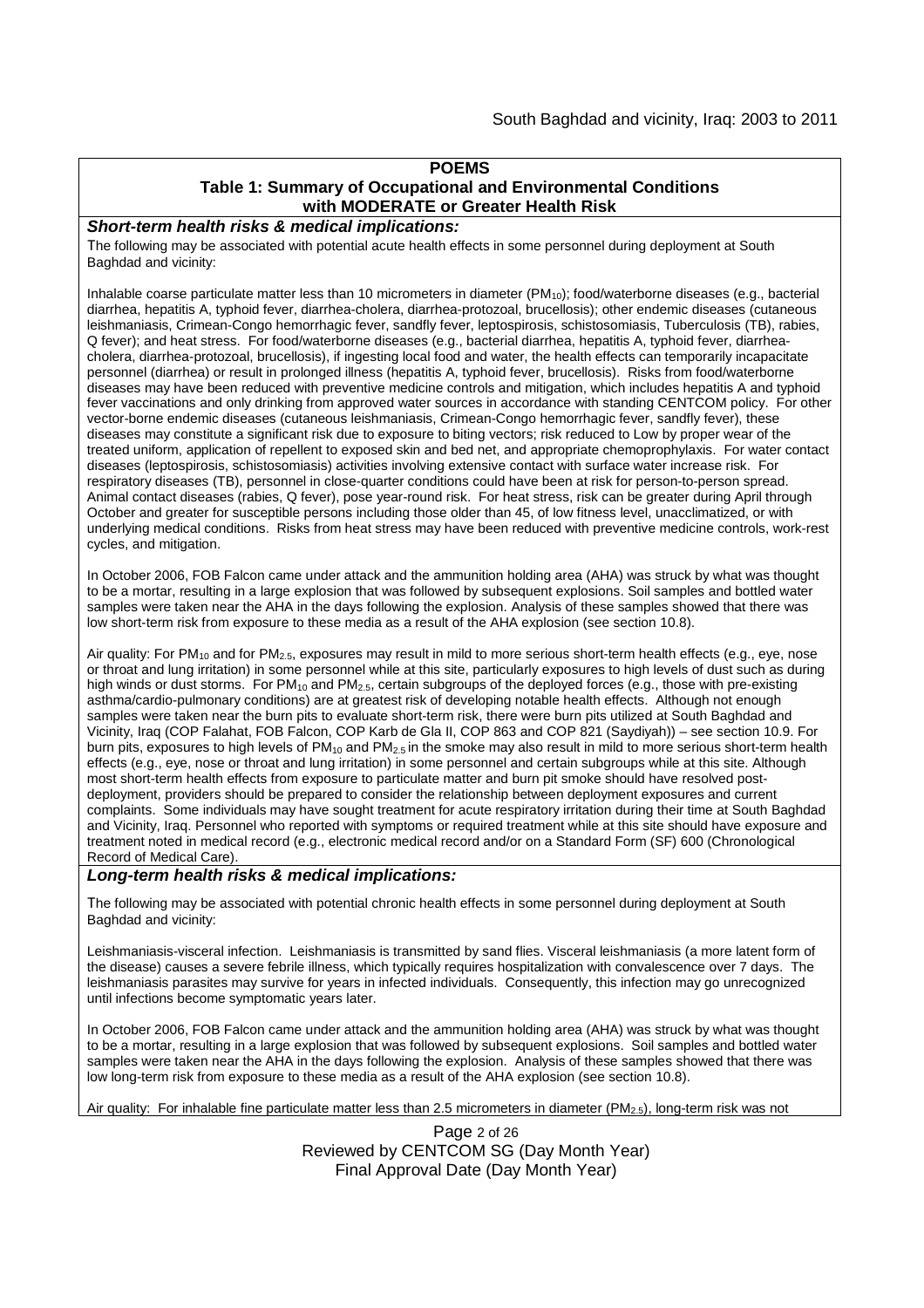## POEMS

### Table 1: Summary of Occupational and Environmental Conditions with MODERATE or Greater Health Risk

***Short-term health risks & medical implications:***

The following may be associated with potential acute health effects in some personnel during deployment at South Baghdad and vicinity:

Inhalable coarse particulate matter less than 10 micrometers in diameter ($PM_{10}$); food/waterborne diseases (e.g., bacterial diarrhea, hepatitis A, typhoid fever, diarrhea-cholera, diarrhea-protozoal, brucellosis); other endemic diseases (cutaneous leishmaniasis, Crimean-Congo hemorrhagic fever, sandfly fever, leptospirosis, schistosomiasis, Tuberculosis (TB), rabies, Q fever); and heat stress. For food/waterborne diseases (e.g., bacterial diarrhea, hepatitis A, typhoid fever, diarrhea-cholera, diarrhea-protozoal, brucellosis), if ingesting local food and water, the health effects can temporarily incapacitate personnel (diarrhea) or result in prolonged illness (hepatitis A, typhoid fever, brucellosis). Risks from food/waterborne diseases may have been reduced with preventive medicine controls and mitigation, which includes hepatitis A and typhoid fever vaccinations and only drinking from approved water sources in accordance with standing CENTCOM policy. For other vector-borne endemic diseases (cutaneous leishmaniasis, Crimean-Congo hemorrhagic fever, sandfly fever), these diseases may constitute a significant risk due to exposure to biting vectors; risk reduced to Low by proper wear of the treated uniform, application of repellent to exposed skin and bed net, and appropriate chemoprophylaxis. For water contact diseases (leptospirosis, schistosomiasis) activities involving extensive contact with surface water increase risk. For respiratory diseases (TB), personnel in close-quarter conditions could have been at risk for person-to-person spread. Animal contact diseases (rabies, Q fever), pose year-round risk. For heat stress, risk can be greater during April through October and greater for susceptible persons including those older than 45, of low fitness level, unacclimatized, or with underlying medical conditions. Risks from heat stress may have been reduced with preventive medicine controls, work-rest cycles, and mitigation.

In October 2006, FOB Falcon came under attack and the ammunition holding area (AHA) was struck by what was thought to be a mortar, resulting in a large explosion that was followed by subsequent explosions. Soil samples and bottled water samples were taken near the AHA in the days following the explosion. Analysis of these samples showed that there was low short-term risk from exposure to these media as a result of the AHA explosion (see section 10.8).

Air quality: For $PM_{10}$ and for $PM_{2.5}$, exposures may result in mild to more serious short-term health effects (e.g., eye, nose or throat and lung irritation) in some personnel while at this site, particularly exposures to high levels of dust such as during high winds or dust storms. For $PM_{10}$ and $PM_{2.5}$, certain subgroups of the deployed forces (e.g., those with pre-existing asthma/cardio-pulmonary conditions) are at greatest risk of developing notable health effects. Although not enough samples were taken near the burn pits to evaluate short-term risk, there were burn pits utilized at South Baghdad and Vicinity, Iraq (COP Falahat, FOB Falcon, COP Karb de Gla II, COP 863 and COP 821 (Saydiyah)) – see section 10.9. For burn pits, exposures to high levels of $PM_{10}$ and $PM_{2.5}$ in the smoke may also result in mild to more serious short-term health effects (e.g., eye, nose or throat and lung irritation) in some personnel and certain subgroups while at this site. Although most short-term health effects from exposure to particulate matter and burn pit smoke should have resolved post-deployment, providers should be prepared to consider the relationship between deployment exposures and current complaints. Some individuals may have sought treatment for acute respiratory irritation during their time at South Baghdad and Vicinity, Iraq. Personnel who reported with symptoms or required treatment while at this site should have exposure and treatment noted in medical record (e.g., electronic medical record and/or on a Standard Form (SF) 600 (Chronological Record of Medical Care).

***Long-term health risks & medical implications:***

The following may be associated with potential chronic health effects in some personnel during deployment at South Baghdad and vicinity:

Leishmaniasis-visceral infection. Leishmaniasis is transmitted by sand flies. Visceral leishmaniasis (a more latent form of the disease) causes a severe febrile illness, which typically requires hospitalization with convalescence over 7 days. The leishmaniasis parasites may survive for years in infected individuals. Consequently, this infection may go unrecognized until infections become symptomatic years later.

In October 2006, FOB Falcon came under attack and the ammunition holding area (AHA) was struck by what was thought to be a mortar, resulting in a large explosion that was followed by subsequent explosions. Soil samples and bottled water samples were taken near the AHA in the days following the explosion. Analysis of these samples showed that there was low long-term risk from exposure to these media as a result of the AHA explosion (see section 10.8).

Air quality: For inhalable fine particulate matter less than 2.5 micrometers in diameter ($PM_{2.5}$), long-term risk was not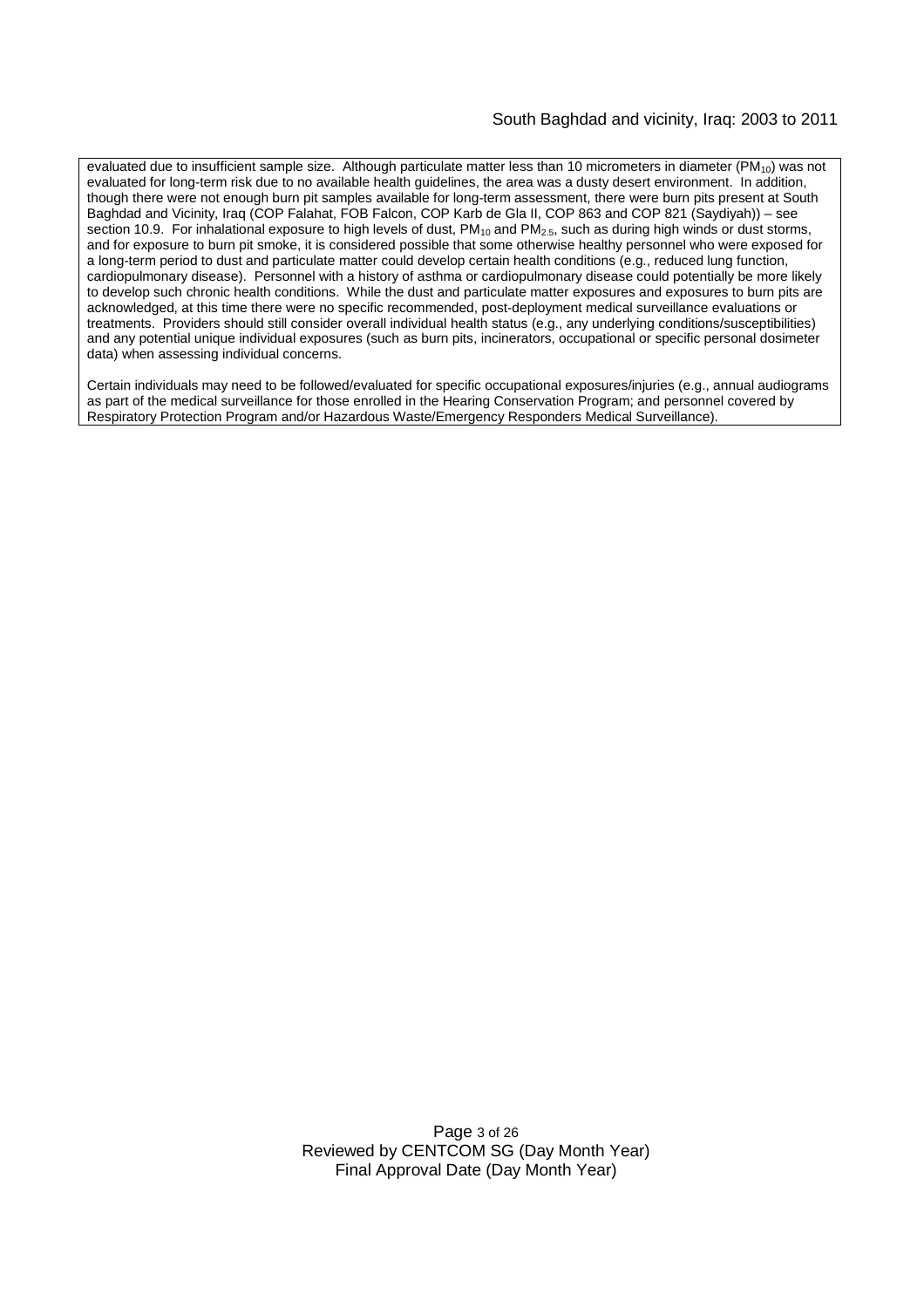evaluated due to insufficient sample size. Although particulate matter less than 10 micrometers in diameter ($PM_{10}$) was not evaluated for long-term risk due to no available health guidelines, the area was a dusty desert environment. In addition, though there were not enough burn pit samples available for long-term assessment, there were burn pits present at South Baghdad and Vicinity, Iraq (COP Falahat, FOB Falcon, COP Karb de Gla II, COP 863 and COP 821 (Saydiyah)) – see section 10.9. For inhalational exposure to high levels of dust, $PM_{10}$ and $PM_{2.5}$, such as during high winds or dust storms, and for exposure to burn pit smoke, it is considered possible that some otherwise healthy personnel who were exposed for a long-term period to dust and particulate matter could develop certain health conditions (e.g., reduced lung function, cardiopulmonary disease). Personnel with a history of asthma or cardiopulmonary disease could potentially be more likely to develop such chronic health conditions. While the dust and particulate matter exposures and exposures to burn pits are acknowledged, at this time there were no specific recommended, post-deployment medical surveillance evaluations or treatments. Providers should still consider overall individual health status (e.g., any underlying conditions/susceptibilities) and any potential unique individual exposures (such as burn pits, incinerators, occupational or specific personal dosimeter data) when assessing individual concerns.

Certain individuals may need to be followed/evaluated for specific occupational exposures/injuries (e.g., annual audiograms as part of the medical surveillance for those enrolled in the Hearing Conservation Program; and personnel covered by Respiratory Protection Program and/or Hazardous Waste/Emergency Responders Medical Surveillance).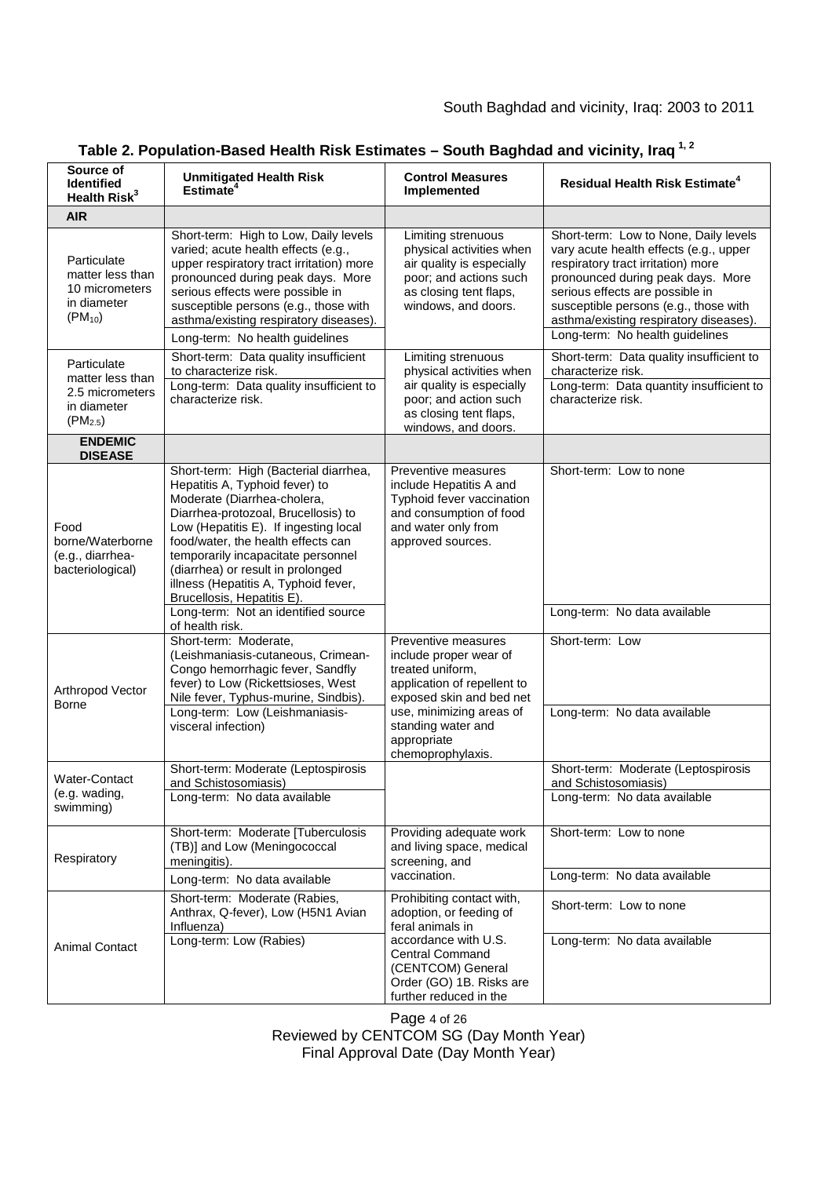## Table 2. Population-Based Health Risk Estimates – South Baghdad and vicinity, Iraq [1, 2]

| Source of Identified Health Risk[3] | Unmitigated Health Risk Estimate[4] | Control Measures Implemented | Residual Health Risk Estimate[4] |
|---|---|---|---|
| **AIR** | | | |
| Particulate matter less than 10 micrometers in diameter ($PM_{10}$) | Short-term: High to Low, Daily levels varied; acute health effects (e.g., upper respiratory tract irritation) more pronounced during peak days. More serious effects were possible in susceptible persons (e.g., those with asthma/existing respiratory diseases). <br> Long-term: No health guidelines | Limiting strenuous physical activities when air quality is especially poor; and actions such as closing tent flaps, windows, and doors. | Short-term: Low to None, Daily levels vary acute health effects (e.g., upper respiratory tract irritation) more pronounced during peak days. More serious effects are possible in susceptible persons (e.g., those with asthma/existing respiratory diseases). <br> Long-term: No health guidelines |
| Particulate matter less than 2.5 micrometers in diameter ($PM_{2.5}$) | Short-term: Data quality insufficient to characterize risk. <br> Long-term: Data quality insufficient to characterize risk. | Limiting strenuous physical activities when air quality is especially poor; and action such as closing tent flaps, windows, and doors. | Short-term: Data quality insufficient to characterize risk. <br> Long-term: Data quantity insufficient to characterize risk. |
| **ENDEMIC DISEASE** | | | |
| Food borne/Waterborne (e.g., diarrhea-bacteriological) | Short-term: High (Bacterial diarrhea, Hepatitis A, Typhoid fever) to Moderate (Diarrhea-cholera, Diarrhea-protozoal, Brucellosis) to Low (Hepatitis E). If ingesting local food/water, the health effects can temporarily incapacitate personnel (diarrhea) or result in prolonged illness (Hepatitis A, Typhoid fever, Brucellosis, Hepatitis E). <br> Long-term: Not an identified source of health risk. | Preventive measures include Hepatitis A and Typhoid fever vaccination and consumption of food and water only from approved sources. | Short-term: Low to none <br> Long-term: No data available |
| Arthropod Vector Borne | Short-term: Moderate, (Leishmaniasis-cutaneous, Crimean-Congo hemorrhagic fever, Sandfly fever) to Low (Rickettsioses, West Nile fever, Typhus-murine, Sindbis). <br> Long-term: Low (Leishmaniasis-visceral infection) | Preventive measures include proper wear of treated uniform, application of repellent to exposed skin and bed net use, minimizing areas of standing water and appropriate chemoprophylaxis. | Short-term: Low <br> Long-term: No data available |
| Water-Contact (e.g. wading, swimming) | Short-term: Moderate (Leptospirosis and Schistosomiasis) <br> Long-term: No data available | | Short-term: Moderate (Leptospirosis and Schistosomiasis) <br> Long-term: No data available |
| Respiratory | Short-term: Moderate [Tuberculosis (TB)] and Low (Meningococcal meningitis). <br> Long-term: No data available | Providing adequate work and living space, medical screening, and vaccination. | Short-term: Low to none <br> Long-term: No data available |
| Animal Contact | Short-term: Moderate (Rabies, Anthrax, Q-fever), Low (H5N1 Avian Influenza) <br> Long-term: Low (Rabies) | Prohibiting contact with, adoption, or feeding of feral animals in accordance with U.S. Central Command (CENTCOM) General Order (GO) 1B. Risks are further reduced in the | Short-term: Low to none <br> Long-term: No data available |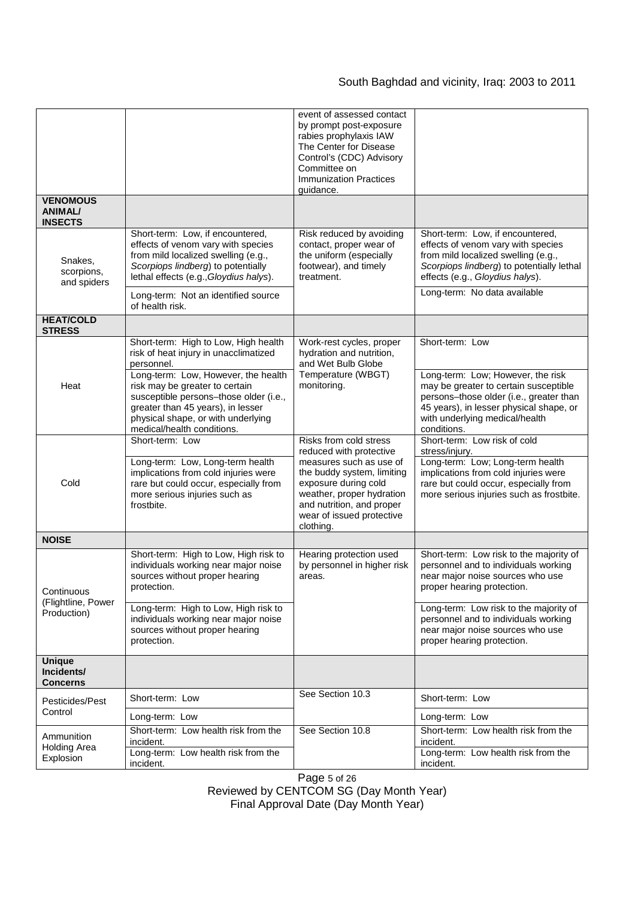| | | | |
|---|---|---|---|
| | | event of assessed contact by prompt post-exposure rabies prophylaxis IAW The Center for Disease Control's (CDC) Advisory Committee on Immunization Practices guidance. | |
| **VENOMOUS ANIMAL/ INSECTS** | | | |
| Snakes, scorpions, and spiders | Short-term: Low, if encountered, effects of venom vary with species from mild localized swelling (e.g., *Scorpiops lindberg*) to potentially lethal effects (e.g.,*Gloydius halys*). | Risk reduced by avoiding contact, proper wear of the uniform (especially footwear), and timely treatment. | Short-term: Low, if encountered, effects of venom vary with species from mild localized swelling (e.g., *Scorpiops lindberg*) to potentially lethal effects (e.g., *Gloydius halys*). |
| | Long-term: Not an identified source of health risk. | | Long-term: No data available |
| **HEAT/COLD STRESS** | | | |
| Heat | Short-term: High to Low, High health risk of heat injury in unacclimatized personnel. | Work-rest cycles, proper hydration and nutrition, and Wet Bulb Globe Temperature (WBGT) monitoring. | Short-term: Low |
| | Long-term: Low, However, the health risk may be greater to certain susceptible persons–those older (i.e., greater than 45 years), in lesser physical shape, or with underlying medical/health conditions. | | Long-term: Low; However, the risk may be greater to certain susceptible persons–those older (i.e., greater than 45 years), in lesser physical shape, or with underlying medical/health conditions. |
| Cold | Short-term: Low | Risks from cold stress reduced with protective measures such as use of the buddy system, limiting exposure during cold weather, proper hydration and nutrition, and proper wear of issued protective clothing. | Short-term: Low risk of cold stress/injury. |
| | Long-term: Low, Long-term health implications from cold injuries were rare but could occur, especially from more serious injuries such as frostbite. | | Long-term: Low; Long-term health implications from cold injuries were rare but could occur, especially from more serious injuries such as frostbite. |
| **NOISE** | | | |
| Continuous (Flightline, Power Production) | Short-term: High to Low, High risk to individuals working near major noise sources without proper hearing protection. | Hearing protection used by personnel in higher risk areas. | Short-term: Low risk to the majority of personnel and to individuals working near major noise sources who use proper hearing protection. |
| | Long-term: High to Low, High risk to individuals working near major noise sources without proper hearing protection. | | Long-term: Low risk to the majority of personnel and to individuals working near major noise sources who use proper hearing protection. |
| **Unique Incidents/ Concerns** | | | |
| Pesticides/Pest Control | Short-term: Low | See Section 10.3 | Short-term: Low |
| | Long-term: Low | | Long-term: Low |
| Ammunition Holding Area Explosion | Short-term: Low health risk from the incident. | See Section 10.8 | Short-term: Low health risk from the incident. |
| | Long-term: Low health risk from the incident. | | Long-term: Low health risk from the incident. |

Reviewed by CENTCOM SG (Day Month Year)
Final Approval Date (Day Month Year)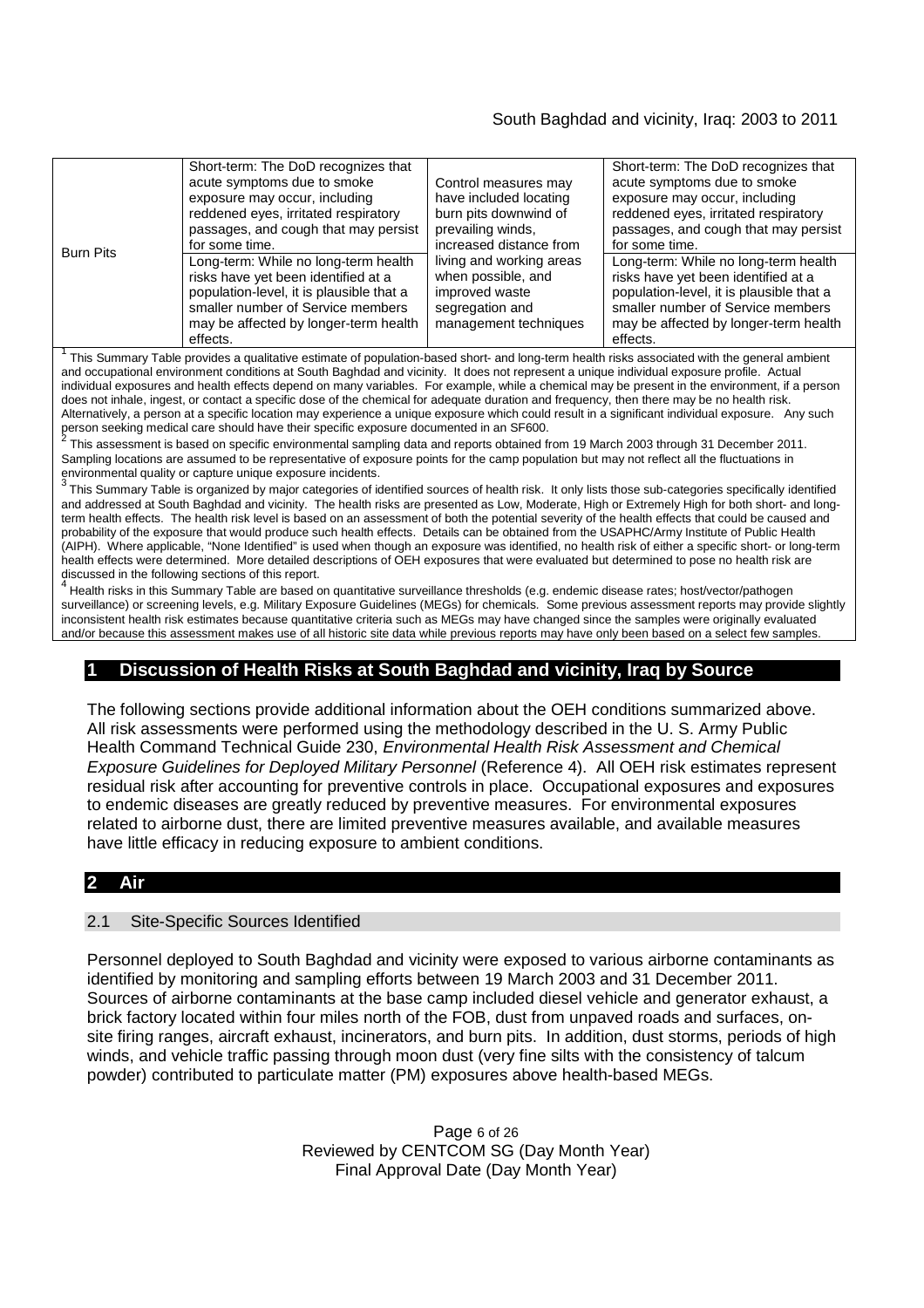| Burn Pits | Short-term: The DoD recognizes that acute symptoms due to smoke exposure may occur, including reddened eyes, irritated respiratory passages, and cough that may persist for some time.<br>Long-term: While no long-term health risks have yet been identified at a population-level, it is plausible that a smaller number of Service members may be affected by longer-term health effects. | Control measures may have included locating burn pits downwind of prevailing winds, increased distance from living and working areas when possible, and improved waste segregation and management techniques | Short-term: The DoD recognizes that acute symptoms due to smoke exposure may occur, including reddened eyes, irritated respiratory passages, and cough that may persist for some time.<br>Long-term: While no long-term health risks have yet been identified at a population-level, it is plausible that a smaller number of Service members may be affected by longer-term health effects. |
|---|---|---|---|

[1] This Summary Table provides a qualitative estimate of population-based short- and long-term health risks associated with the general ambient and occupational environment conditions at South Baghdad and vicinity. It does not represent a unique individual exposure profile. Actual individual exposures and health effects depend on many variables. For example, while a chemical may be present in the environment, if a person does not inhale, ingest, or contact a specific dose of the chemical for adequate duration and frequency, then there may be no health risk. Alternatively, a person at a specific location may experience a unique exposure which could result in a significant individual exposure. Any such person seeking medical care should have their specific exposure documented in an SF600.

[2] This assessment is based on specific environmental sampling data and reports obtained from 19 March 2003 through 31 December 2011. Sampling locations are assumed to be representative of exposure points for the camp population but may not reflect all the fluctuations in environmental quality or capture unique exposure incidents.

[3] This Summary Table is organized by major categories of identified sources of health risk. It only lists those sub-categories specifically identified and addressed at South Baghdad and vicinity. The health risks are presented as Low, Moderate, High or Extremely High for both short- and long-term health effects. The health risk level is based on an assessment of both the potential severity of the health effects that could be caused and probability of the exposure that would produce such health effects. Details can be obtained from the USAPHC/Army Institute of Public Health (AIPH). Where applicable, "None Identified" is used when though an exposure was identified, no health risk of either a specific short- or long-term health effects were determined. More detailed descriptions of OEH exposures that were evaluated but determined to pose no health risk are discussed in the following sections of this report.

[4] Health risks in this Summary Table are based on quantitative surveillance thresholds (e.g. endemic disease rates; host/vector/pathogen surveillance) or screening levels, e.g. Military Exposure Guidelines (MEGs) for chemicals. Some previous assessment reports may provide slightly inconsistent health risk estimates because quantitative criteria such as MEGs may have changed since the samples were originally evaluated and/or because this assessment makes use of all historic site data while previous reports may have only been based on a select few samples.

# 1 Discussion of Health Risks at South Baghdad and vicinity, Iraq by Source

The following sections provide additional information about the OEH conditions summarized above. All risk assessments were performed using the methodology described in the U. S. Army Public Health Command Technical Guide 230, *Environmental Health Risk Assessment and Chemical Exposure Guidelines for Deployed Military Personnel* (Reference 4). All OEH risk estimates represent residual risk after accounting for preventive controls in place. Occupational exposures and exposures to endemic diseases are greatly reduced by preventive measures. For environmental exposures related to airborne dust, there are limited preventive measures available, and available measures have little efficacy in reducing exposure to ambient conditions.

# 2 Air

## 2.1 Site-Specific Sources Identified

Personnel deployed to South Baghdad and vicinity were exposed to various airborne contaminants as identified by monitoring and sampling efforts between 19 March 2003 and 31 December 2011. Sources of airborne contaminants at the base camp included diesel vehicle and generator exhaust, a brick factory located within four miles north of the FOB, dust from unpaved roads and surfaces, on-site firing ranges, aircraft exhaust, incinerators, and burn pits. In addition, dust storms, periods of high winds, and vehicle traffic passing through moon dust (very fine silts with the consistency of talcum powder) contributed to particulate matter (PM) exposures above health-based MEGs.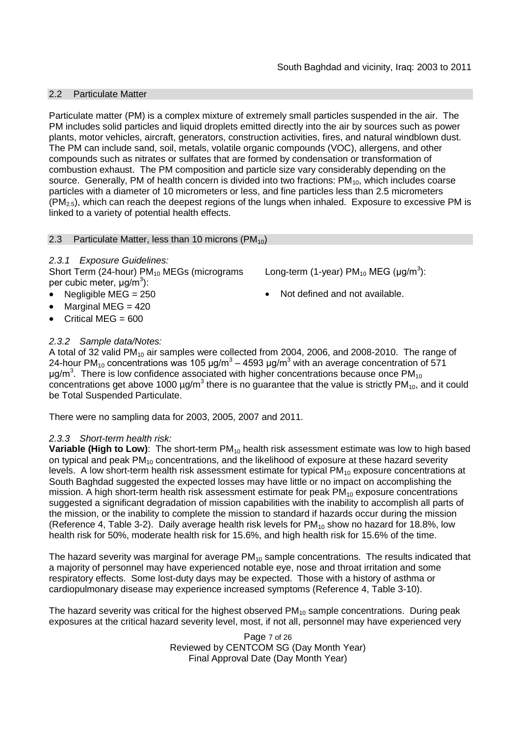## 2.2 Particulate Matter

Particulate matter (PM) is a complex mixture of extremely small particles suspended in the air. The PM includes solid particles and liquid droplets emitted directly into the air by sources such as power plants, motor vehicles, aircraft, generators, construction activities, fires, and natural windblown dust. The PM can include sand, soil, metals, volatile organic compounds (VOC), allergens, and other compounds such as nitrates or sulfates that are formed by condensation or transformation of combustion exhaust. The PM composition and particle size vary considerably depending on the source. Generally, PM of health concern is divided into two fractions: $PM_{10}$, which includes coarse particles with a diameter of 10 micrometers or less, and fine particles less than 2.5 micrometers ($PM_{2.5}$), which can reach the deepest regions of the lungs when inhaled. Exposure to excessive PM is linked to a variety of potential health effects.

## 2.3 Particulate Matter, less than 10 microns ($PM_{10}$)

### *2.3.1 Exposure Guidelines:*

Short Term (24-hour) $PM_{10}$ MEGs (micrograms per cubic meter, $\mu g/m^3$):

- Negligible MEG = 250
- Marginal MEG = 420
- Critical MEG = 600

Long-term (1-year) $PM_{10}$ MEG ($\mu g/m^3$):

- Not defined and not available.

### *2.3.2 Sample data/Notes:*

A total of 32 valid $PM_{10}$ air samples were collected from 2004, 2006, and 2008-2010. The range of 24-hour $PM_{10}$ concentrations was 105 $\mu g/m^3$ – 4593 $\mu g/m^3$ with an average concentration of 571 $\mu g/m^3$. There is low confidence associated with higher concentrations because once $PM_{10}$ concentrations get above 1000 $\mu g/m^3$ there is no guarantee that the value is strictly $PM_{10}$, and it could be Total Suspended Particulate.

There were no sampling data for 2003, 2005, 2007 and 2011.

### *2.3.3 Short-term health risk:*

**Variable (High to Low)**: The short-term $PM_{10}$ health risk assessment estimate was low to high based on typical and peak $PM_{10}$ concentrations, and the likelihood of exposure at these hazard severity levels. A low short-term health risk assessment estimate for typical $PM_{10}$ exposure concentrations at South Baghdad suggested the expected losses may have little or no impact on accomplishing the mission. A high short-term health risk assessment estimate for peak $PM_{10}$ exposure concentrations suggested a significant degradation of mission capabilities with the inability to accomplish all parts of the mission, or the inability to complete the mission to standard if hazards occur during the mission (Reference 4, Table 3-2). Daily average health risk levels for $PM_{10}$ show no hazard for 18.8%, low health risk for 50%, moderate health risk for 15.6%, and high health risk for 15.6% of the time.

The hazard severity was marginal for average $PM_{10}$ sample concentrations. The results indicated that a majority of personnel may have experienced notable eye, nose and throat irritation and some respiratory effects. Some lost-duty days may be expected. Those with a history of asthma or cardiopulmonary disease may experience increased symptoms (Reference 4, Table 3-10).

The hazard severity was critical for the highest observed $PM_{10}$ sample concentrations. During peak exposures at the critical hazard severity level, most, if not all, personnel may have experienced very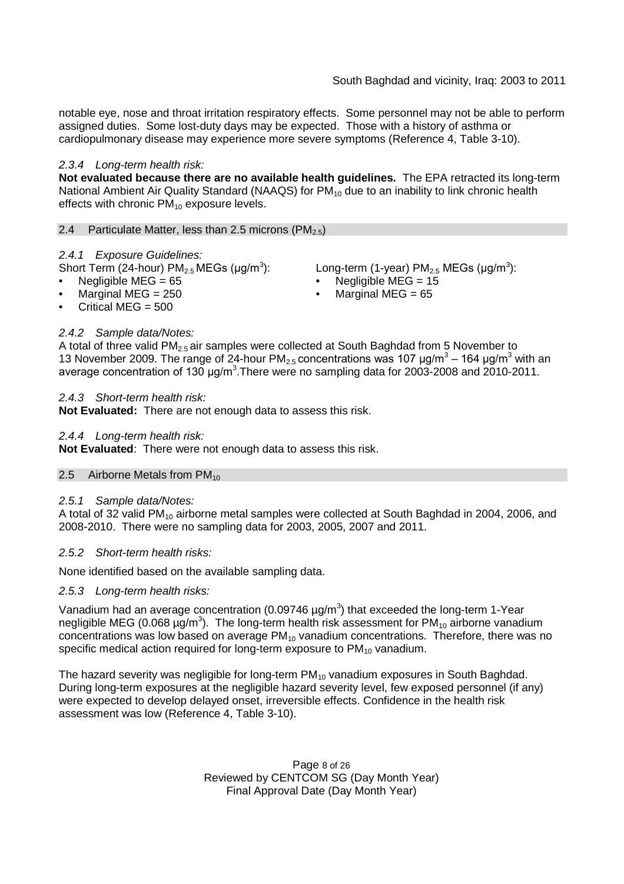notable eye, nose and throat irritation respiratory effects. Some personnel may not be able to perform assigned duties. Some lost-duty days may be expected. Those with a history of asthma or cardiopulmonary disease may experience more severe symptoms (Reference 4, Table 3-10).

*2.3.4 Long-term health risk:*

**Not evaluated because there are no available health guidelines.** The EPA retracted its long-term National Ambient Air Quality Standard (NAAQS) for $PM_{10}$ due to an inability to link chronic health effects with chronic $PM_{10}$ exposure levels.

## 2.4 Particulate Matter, less than 2.5 microns ($PM_{2.5}$)

*2.4.1 Exposure Guidelines:*

Short Term (24-hour) $PM_{2.5}$ MEGs (µg/m$^3$):

- Negligible MEG = 65
- Marginal MEG = 250
- Critical MEG = 500

Long-term (1-year) $PM_{2.5}$ MEGs (µg/m$^3$):

- Negligible MEG = 15
- Marginal MEG = 65

*2.4.2 Sample data/Notes:*

A total of three valid $PM_{2.5}$ air samples were collected at South Baghdad from 5 November to 13 November 2009. The range of 24-hour $PM_{2.5}$ concentrations was 107 µg/m$^3$ – 164 µg/m$^3$ with an average concentration of 130 µg/m$^3$.There were no sampling data for 2003-2008 and 2010-2011.

*2.4.3 Short-term health risk:*

**Not Evaluated:** There are not enough data to assess this risk.

*2.4.4 Long-term health risk:*

**Not Evaluated**: There were not enough data to assess this risk.

## 2.5 Airborne Metals from $PM_{10}$

*2.5.1 Sample data/Notes:*

A total of 32 valid $PM_{10}$ airborne metal samples were collected at South Baghdad in 2004, 2006, and 2008-2010. There were no sampling data for 2003, 2005, 2007 and 2011.

*2.5.2 Short-term health risks:*

None identified based on the available sampling data.

*2.5.3 Long-term health risks:*

Vanadium had an average concentration (0.09746 µg/m$^3$) that exceeded the long-term 1-Year negligible MEG (0.068 µg/m$^3$). The long-term health risk assessment for $PM_{10}$ airborne vanadium concentrations was low based on average $PM_{10}$ vanadium concentrations. Therefore, there was no specific medical action required for long-term exposure to $PM_{10}$ vanadium.

The hazard severity was negligible for long-term $PM_{10}$ vanadium exposures in South Baghdad. During long-term exposures at the negligible hazard severity level, few exposed personnel (if any) were expected to develop delayed onset, irreversible effects. Confidence in the health risk assessment was low (Reference 4, Table 3-10).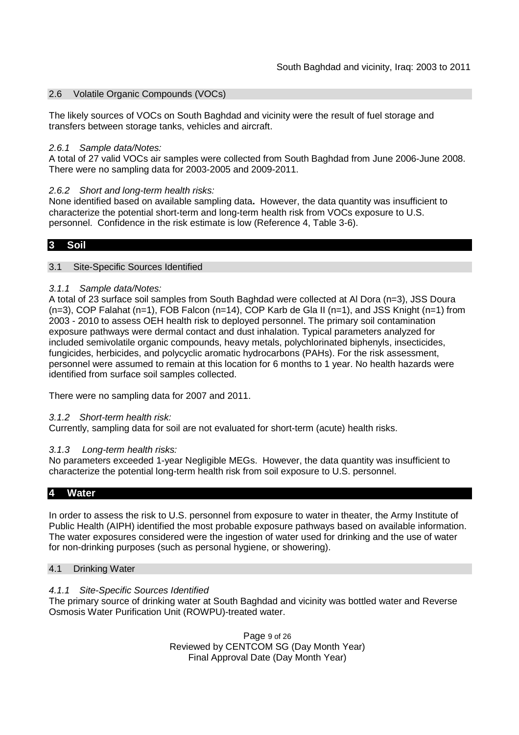### 2.6 Volatile Organic Compounds (VOCs)

The likely sources of VOCs on South Baghdad and vicinity were the result of fuel storage and transfers between storage tanks, vehicles and aircraft.

#### *2.6.1 Sample data/Notes:*

A total of 27 valid VOCs air samples were collected from South Baghdad from June 2006-June 2008. There were no sampling data for 2003-2005 and 2009-2011.

#### *2.6.2 Short and long-term health risks:*

None identified based on available sampling data**.** However, the data quantity was insufficient to characterize the potential short-term and long-term health risk from VOCs exposure to U.S. personnel. Confidence in the risk estimate is low (Reference 4, Table 3-6).

## 3 Soil

### 3.1 Site-Specific Sources Identified

#### *3.1.1 Sample data/Notes:*

A total of 23 surface soil samples from South Baghdad were collected at Al Dora (n=3), JSS Doura (n=3), COP Falahat (n=1), FOB Falcon (n=14), COP Karb de Gla II (n=1), and JSS Knight (n=1) from 2003 - 2010 to assess OEH health risk to deployed personnel. The primary soil contamination exposure pathways were dermal contact and dust inhalation. Typical parameters analyzed for included semivolatile organic compounds, heavy metals, polychlorinated biphenyls, insecticides, fungicides, herbicides, and polycyclic aromatic hydrocarbons (PAHs). For the risk assessment, personnel were assumed to remain at this location for 6 months to 1 year. No health hazards were identified from surface soil samples collected.

There were no sampling data for 2007 and 2011.

#### *3.1.2 Short-term health risk:*

Currently, sampling data for soil are not evaluated for short-term (acute) health risks.

#### *3.1.3 Long-term health risks:*

No parameters exceeded 1-year Negligible MEGs. However, the data quantity was insufficient to characterize the potential long-term health risk from soil exposure to U.S. personnel.

## 4 Water

In order to assess the risk to U.S. personnel from exposure to water in theater, the Army Institute of Public Health (AIPH) identified the most probable exposure pathways based on available information. The water exposures considered were the ingestion of water used for drinking and the use of water for non-drinking purposes (such as personal hygiene, or showering).

### 4.1 Drinking Water

#### *4.1.1 Site-Specific Sources Identified*

The primary source of drinking water at South Baghdad and vicinity was bottled water and Reverse Osmosis Water Purification Unit (ROWPU)-treated water.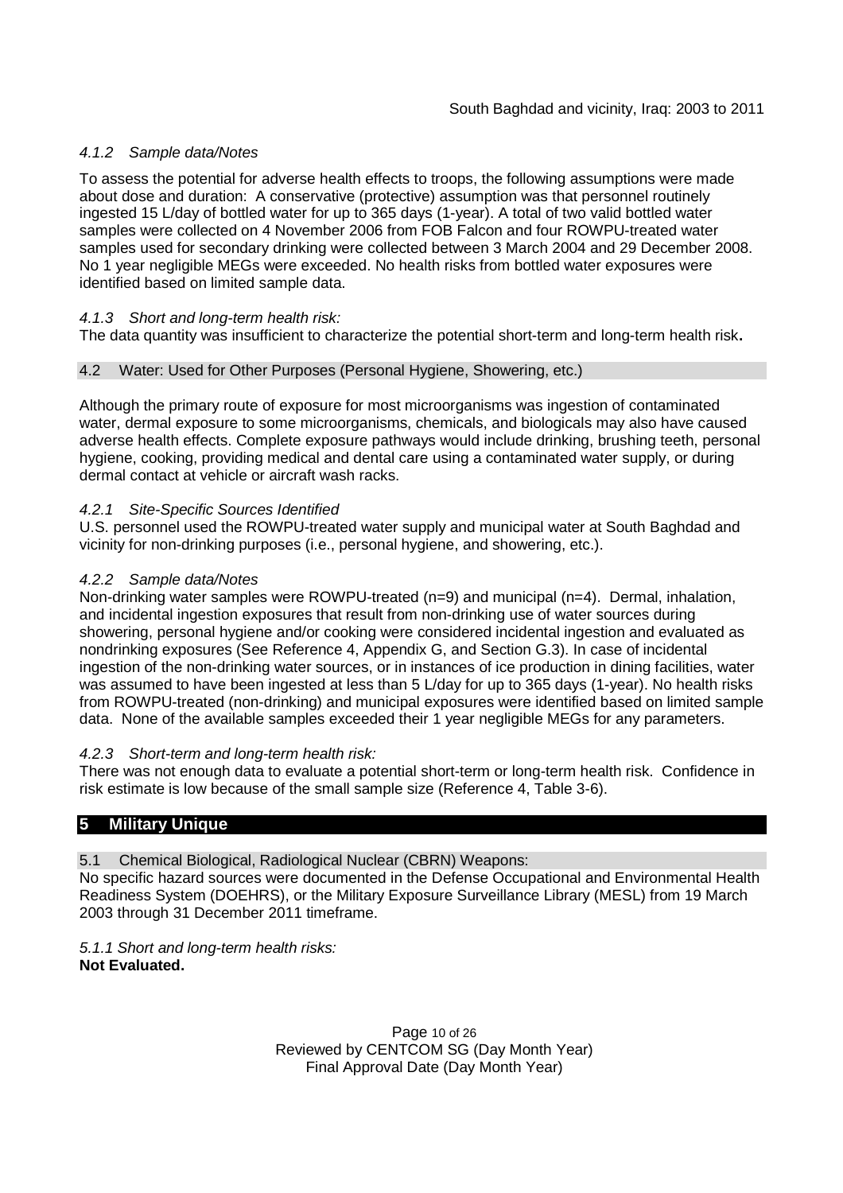#### *4.1.2 Sample data/Notes*

To assess the potential for adverse health effects to troops, the following assumptions were made about dose and duration: A conservative (protective) assumption was that personnel routinely ingested 15 L/day of bottled water for up to 365 days (1-year). A total of two valid bottled water samples were collected on 4 November 2006 from FOB Falcon and four ROWPU-treated water samples used for secondary drinking were collected between 3 March 2004 and 29 December 2008. No 1 year negligible MEGs were exceeded. No health risks from bottled water exposures were identified based on limited sample data.

#### *4.1.3 Short and long-term health risk:*

The data quantity was insufficient to characterize the potential short-term and long-term health risk**.**

### 4.2 Water: Used for Other Purposes (Personal Hygiene, Showering, etc.)

Although the primary route of exposure for most microorganisms was ingestion of contaminated water, dermal exposure to some microorganisms, chemicals, and biologicals may also have caused adverse health effects. Complete exposure pathways would include drinking, brushing teeth, personal hygiene, cooking, providing medical and dental care using a contaminated water supply, or during dermal contact at vehicle or aircraft wash racks.

#### *4.2.1 Site-Specific Sources Identified*

U.S. personnel used the ROWPU-treated water supply and municipal water at South Baghdad and vicinity for non-drinking purposes (i.e., personal hygiene, and showering, etc.).

#### *4.2.2 Sample data/Notes*

Non-drinking water samples were ROWPU-treated (n=9) and municipal (n=4). Dermal, inhalation, and incidental ingestion exposures that result from non-drinking use of water sources during showering, personal hygiene and/or cooking were considered incidental ingestion and evaluated as nondrinking exposures (See Reference 4, Appendix G, and Section G.3). In case of incidental ingestion of the non-drinking water sources, or in instances of ice production in dining facilities, water was assumed to have been ingested at less than 5 L/day for up to 365 days (1-year). No health risks from ROWPU-treated (non-drinking) and municipal exposures were identified based on limited sample data. None of the available samples exceeded their 1 year negligible MEGs for any parameters.

#### *4.2.3 Short-term and long-term health risk:*

There was not enough data to evaluate a potential short-term or long-term health risk. Confidence in risk estimate is low because of the small sample size (Reference 4, Table 3-6).

## 5 Military Unique

### 5.1 Chemical Biological, Radiological Nuclear (CBRN) Weapons:

No specific hazard sources were documented in the Defense Occupational and Environmental Health Readiness System (DOEHRS), or the Military Exposure Surveillance Library (MESL) from 19 March 2003 through 31 December 2011 timeframe.

*5.1.1 Short and long-term health risks:*
**Not Evaluated.**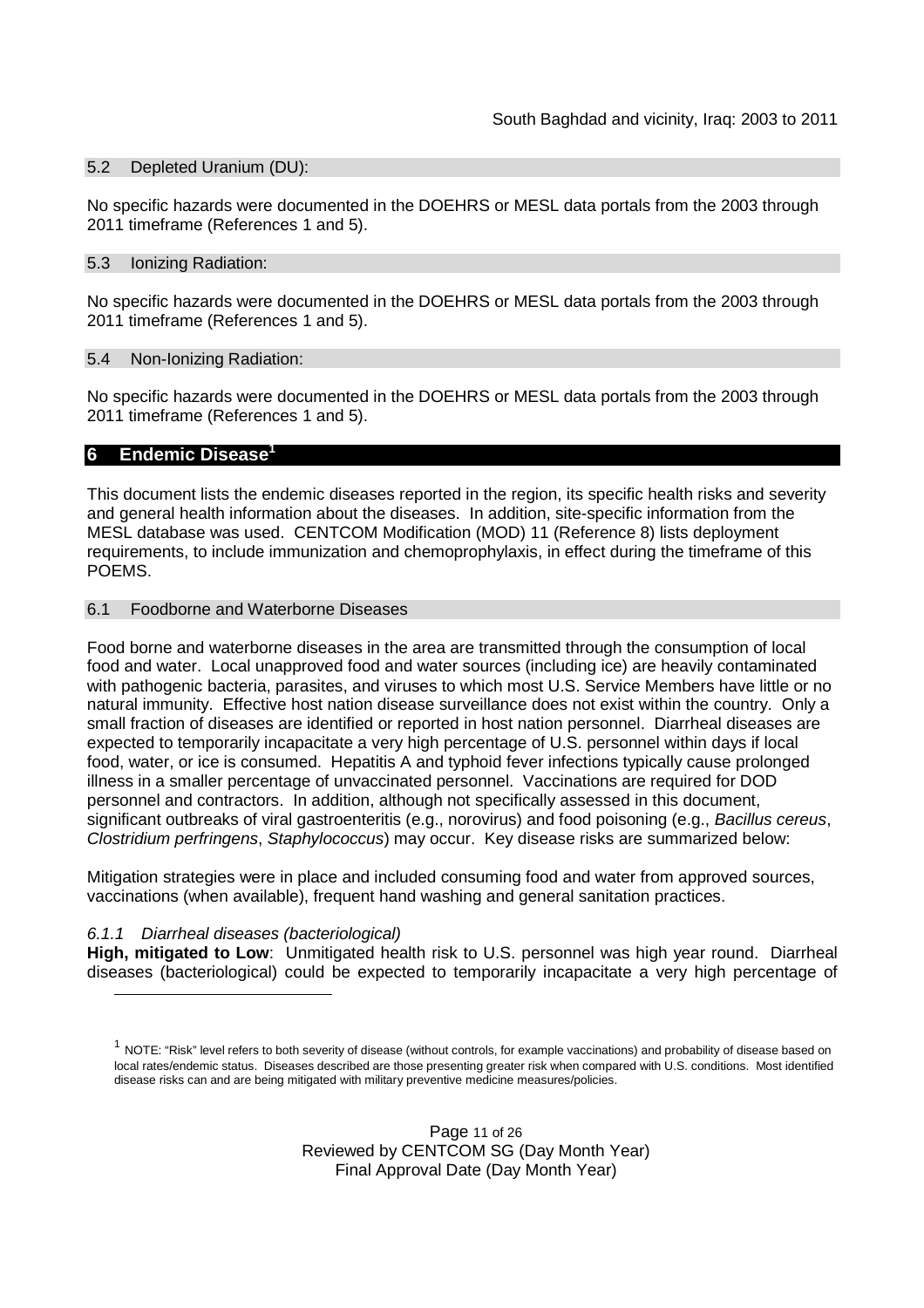### 5.2 Depleted Uranium (DU):

No specific hazards were documented in the DOEHRS or MESL data portals from the 2003 through 2011 timeframe (References 1 and 5).

### 5.3 Ionizing Radiation:

No specific hazards were documented in the DOEHRS or MESL data portals from the 2003 through 2011 timeframe (References 1 and 5).

### 5.4 Non-Ionizing Radiation:

No specific hazards were documented in the DOEHRS or MESL data portals from the 2003 through 2011 timeframe (References 1 and 5).

## 6 Endemic Disease[1]

This document lists the endemic diseases reported in the region, its specific health risks and severity and general health information about the diseases. In addition, site-specific information from the MESL database was used. CENTCOM Modification (MOD) 11 (Reference 8) lists deployment requirements, to include immunization and chemoprophylaxis, in effect during the timeframe of this POEMS.

### 6.1 Foodborne and Waterborne Diseases

Food borne and waterborne diseases in the area are transmitted through the consumption of local food and water. Local unapproved food and water sources (including ice) are heavily contaminated with pathogenic bacteria, parasites, and viruses to which most U.S. Service Members have little or no natural immunity. Effective host nation disease surveillance does not exist within the country. Only a small fraction of diseases are identified or reported in host nation personnel. Diarrheal diseases are expected to temporarily incapacitate a very high percentage of U.S. personnel within days if local food, water, or ice is consumed. Hepatitis A and typhoid fever infections typically cause prolonged illness in a smaller percentage of unvaccinated personnel. Vaccinations are required for DOD personnel and contractors. In addition, although not specifically assessed in this document, significant outbreaks of viral gastroenteritis (e.g., norovirus) and food poisoning (e.g., *Bacillus cereus*, *Clostridium perfringens*, *Staphylococcus*) may occur. Key disease risks are summarized below:

Mitigation strategies were in place and included consuming food and water from approved sources, vaccinations (when available), frequent hand washing and general sanitation practices.

#### *6.1.1 Diarrheal diseases (bacteriological)*

**High, mitigated to Low**: Unmitigated health risk to U.S. personnel was high year round. Diarrheal diseases (bacteriological) could be expected to temporarily incapacitate a very high percentage of

[1] NOTE: "Risk" level refers to both severity of disease (without controls, for example vaccinations) and probability of disease based on local rates/endemic status. Diseases described are those presenting greater risk when compared with U.S. conditions. Most identified disease risks can and are being mitigated with military preventive medicine measures/policies.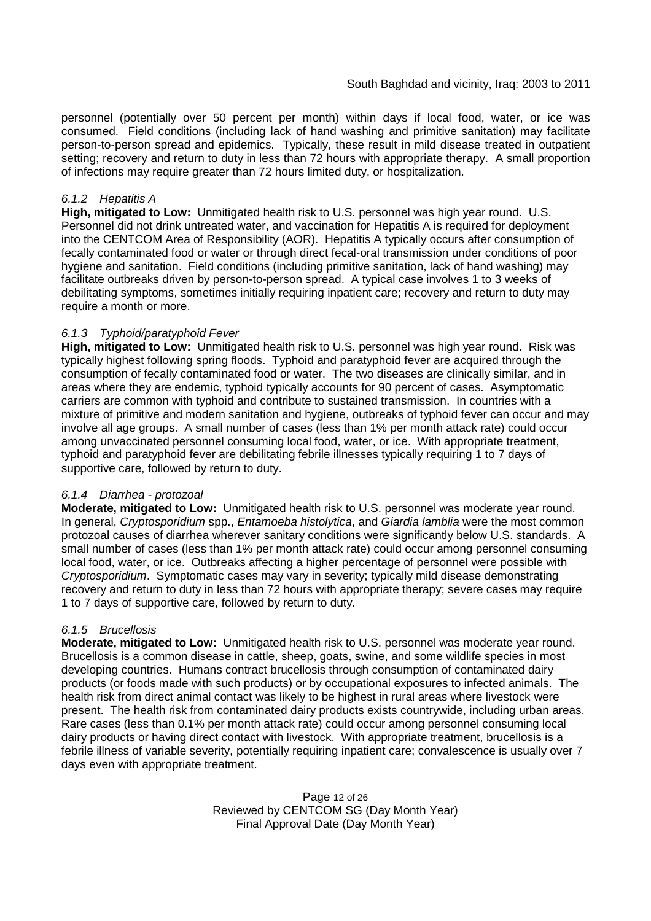personnel (potentially over 50 percent per month) within days if local food, water, or ice was consumed. Field conditions (including lack of hand washing and primitive sanitation) may facilitate person-to-person spread and epidemics. Typically, these result in mild disease treated in outpatient setting; recovery and return to duty in less than 72 hours with appropriate therapy. A small proportion of infections may require greater than 72 hours limited duty, or hospitalization.

#### *6.1.2 Hepatitis A*

**High, mitigated to Low:** Unmitigated health risk to U.S. personnel was high year round. U.S. Personnel did not drink untreated water, and vaccination for Hepatitis A is required for deployment into the CENTCOM Area of Responsibility (AOR). Hepatitis A typically occurs after consumption of fecally contaminated food or water or through direct fecal-oral transmission under conditions of poor hygiene and sanitation. Field conditions (including primitive sanitation, lack of hand washing) may facilitate outbreaks driven by person-to-person spread. A typical case involves 1 to 3 weeks of debilitating symptoms, sometimes initially requiring inpatient care; recovery and return to duty may require a month or more.

#### *6.1.3 Typhoid/paratyphoid Fever*

**High, mitigated to Low:** Unmitigated health risk to U.S. personnel was high year round. Risk was typically highest following spring floods. Typhoid and paratyphoid fever are acquired through the consumption of fecally contaminated food or water. The two diseases are clinically similar, and in areas where they are endemic, typhoid typically accounts for 90 percent of cases. Asymptomatic carriers are common with typhoid and contribute to sustained transmission. In countries with a mixture of primitive and modern sanitation and hygiene, outbreaks of typhoid fever can occur and may involve all age groups. A small number of cases (less than 1% per month attack rate) could occur among unvaccinated personnel consuming local food, water, or ice. With appropriate treatment, typhoid and paratyphoid fever are debilitating febrile illnesses typically requiring 1 to 7 days of supportive care, followed by return to duty.

#### *6.1.4 Diarrhea - protozoal*

**Moderate, mitigated to Low:** Unmitigated health risk to U.S. personnel was moderate year round. In general, *Cryptosporidium* spp., *Entamoeba histolytica*, and *Giardia lamblia* were the most common protozoal causes of diarrhea wherever sanitary conditions were significantly below U.S. standards. A small number of cases (less than 1% per month attack rate) could occur among personnel consuming local food, water, or ice. Outbreaks affecting a higher percentage of personnel were possible with *Cryptosporidium*. Symptomatic cases may vary in severity; typically mild disease demonstrating recovery and return to duty in less than 72 hours with appropriate therapy; severe cases may require 1 to 7 days of supportive care, followed by return to duty.

#### *6.1.5 Brucellosis*

**Moderate, mitigated to Low:** Unmitigated health risk to U.S. personnel was moderate year round. Brucellosis is a common disease in cattle, sheep, goats, swine, and some wildlife species in most developing countries. Humans contract brucellosis through consumption of contaminated dairy products (or foods made with such products) or by occupational exposures to infected animals. The health risk from direct animal contact was likely to be highest in rural areas where livestock were present. The health risk from contaminated dairy products exists countrywide, including urban areas. Rare cases (less than 0.1% per month attack rate) could occur among personnel consuming local dairy products or having direct contact with livestock. With appropriate treatment, brucellosis is a febrile illness of variable severity, potentially requiring inpatient care; convalescence is usually over 7 days even with appropriate treatment.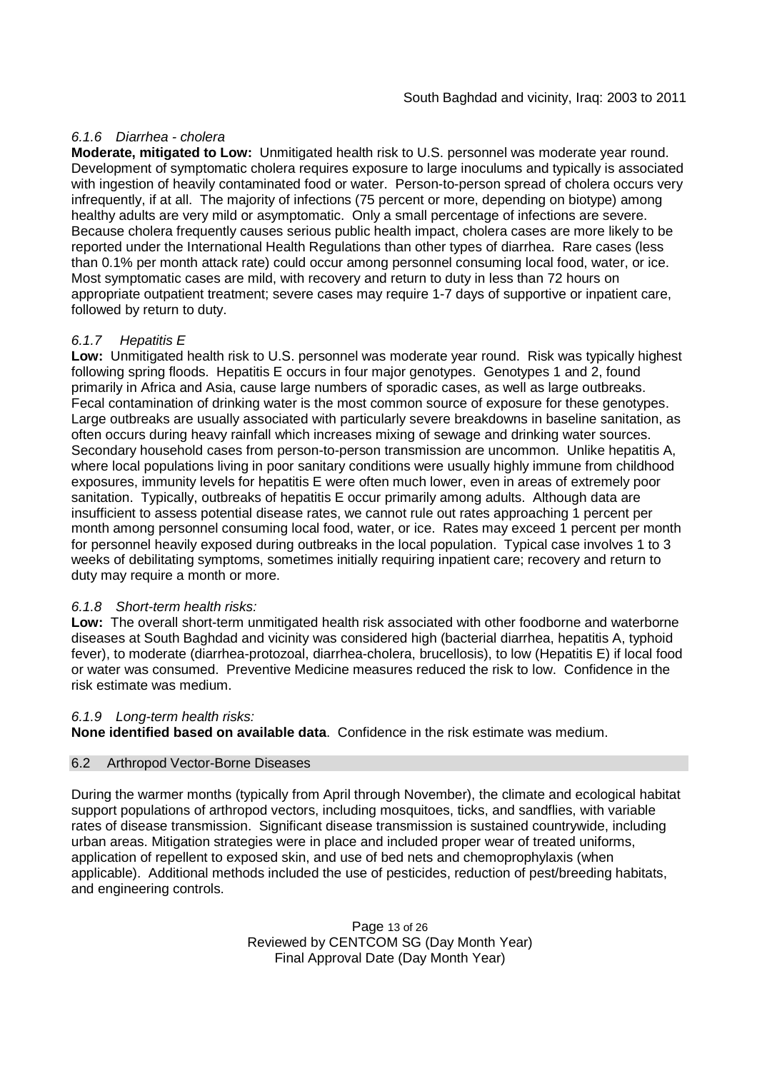### *6.1.6 Diarrhea - cholera*

**Moderate, mitigated to Low:** Unmitigated health risk to U.S. personnel was moderate year round. Development of symptomatic cholera requires exposure to large inoculums and typically is associated with ingestion of heavily contaminated food or water. Person-to-person spread of cholera occurs very infrequently, if at all. The majority of infections (75 percent or more, depending on biotype) among healthy adults are very mild or asymptomatic. Only a small percentage of infections are severe. Because cholera frequently causes serious public health impact, cholera cases are more likely to be reported under the International Health Regulations than other types of diarrhea. Rare cases (less than 0.1% per month attack rate) could occur among personnel consuming local food, water, or ice. Most symptomatic cases are mild, with recovery and return to duty in less than 72 hours on appropriate outpatient treatment; severe cases may require 1-7 days of supportive or inpatient care, followed by return to duty.

### *6.1.7 Hepatitis E*

**Low:** Unmitigated health risk to U.S. personnel was moderate year round. Risk was typically highest following spring floods. Hepatitis E occurs in four major genotypes. Genotypes 1 and 2, found primarily in Africa and Asia, cause large numbers of sporadic cases, as well as large outbreaks. Fecal contamination of drinking water is the most common source of exposure for these genotypes. Large outbreaks are usually associated with particularly severe breakdowns in baseline sanitation, as often occurs during heavy rainfall which increases mixing of sewage and drinking water sources. Secondary household cases from person-to-person transmission are uncommon. Unlike hepatitis A, where local populations living in poor sanitary conditions were usually highly immune from childhood exposures, immunity levels for hepatitis E were often much lower, even in areas of extremely poor sanitation. Typically, outbreaks of hepatitis E occur primarily among adults. Although data are insufficient to assess potential disease rates, we cannot rule out rates approaching 1 percent per month among personnel consuming local food, water, or ice. Rates may exceed 1 percent per month for personnel heavily exposed during outbreaks in the local population. Typical case involves 1 to 3 weeks of debilitating symptoms, sometimes initially requiring inpatient care; recovery and return to duty may require a month or more.

### *6.1.8 Short-term health risks:*

**Low:** The overall short-term unmitigated health risk associated with other foodborne and waterborne diseases at South Baghdad and vicinity was considered high (bacterial diarrhea, hepatitis A, typhoid fever), to moderate (diarrhea-protozoal, diarrhea-cholera, brucellosis), to low (Hepatitis E) if local food or water was consumed. Preventive Medicine measures reduced the risk to low. Confidence in the risk estimate was medium.

### *6.1.9 Long-term health risks:*

**None identified based on available data**. Confidence in the risk estimate was medium.

## 6.2 Arthropod Vector-Borne Diseases

During the warmer months (typically from April through November), the climate and ecological habitat support populations of arthropod vectors, including mosquitoes, ticks, and sandflies, with variable rates of disease transmission. Significant disease transmission is sustained countrywide, including urban areas. Mitigation strategies were in place and included proper wear of treated uniforms, application of repellent to exposed skin, and use of bed nets and chemoprophylaxis (when applicable). Additional methods included the use of pesticides, reduction of pest/breeding habitats, and engineering controls.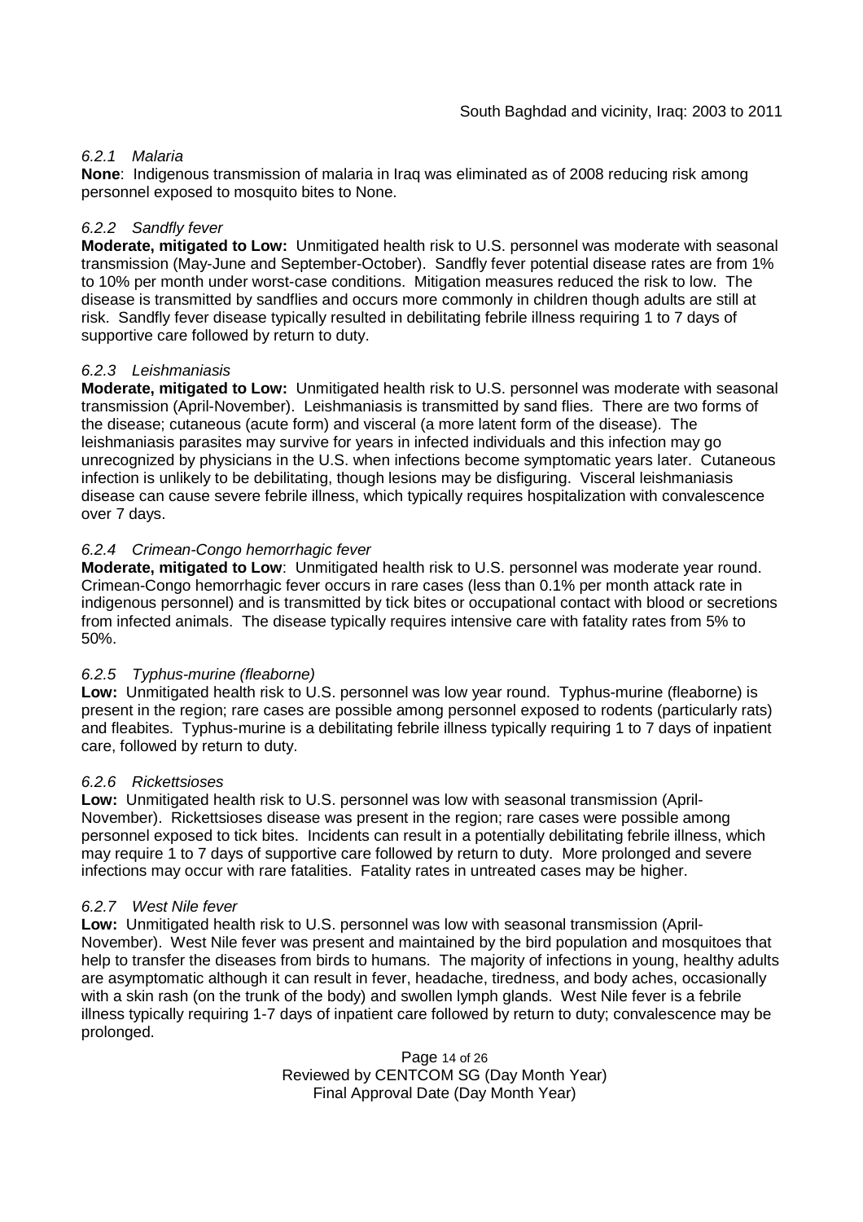#### *6.2.1 Malaria*

**None**: Indigenous transmission of malaria in Iraq was eliminated as of 2008 reducing risk among personnel exposed to mosquito bites to None.

#### *6.2.2 Sandfly fever*

**Moderate, mitigated to Low:** Unmitigated health risk to U.S. personnel was moderate with seasonal transmission (May-June and September-October). Sandfly fever potential disease rates are from 1% to 10% per month under worst-case conditions. Mitigation measures reduced the risk to low. The disease is transmitted by sandflies and occurs more commonly in children though adults are still at risk. Sandfly fever disease typically resulted in debilitating febrile illness requiring 1 to 7 days of supportive care followed by return to duty.

#### *6.2.3 Leishmaniasis*

**Moderate, mitigated to Low:** Unmitigated health risk to U.S. personnel was moderate with seasonal transmission (April-November). Leishmaniasis is transmitted by sand flies. There are two forms of the disease; cutaneous (acute form) and visceral (a more latent form of the disease). The leishmaniasis parasites may survive for years in infected individuals and this infection may go unrecognized by physicians in the U.S. when infections become symptomatic years later. Cutaneous infection is unlikely to be debilitating, though lesions may be disfiguring. Visceral leishmaniasis disease can cause severe febrile illness, which typically requires hospitalization with convalescence over 7 days.

#### *6.2.4 Crimean-Congo hemorrhagic fever*

**Moderate, mitigated to Low**: Unmitigated health risk to U.S. personnel was moderate year round. Crimean-Congo hemorrhagic fever occurs in rare cases (less than 0.1% per month attack rate in indigenous personnel) and is transmitted by tick bites or occupational contact with blood or secretions from infected animals. The disease typically requires intensive care with fatality rates from 5% to 50%.

#### *6.2.5 Typhus-murine (fleaborne)*

**Low:** Unmitigated health risk to U.S. personnel was low year round. Typhus-murine (fleaborne) is present in the region; rare cases are possible among personnel exposed to rodents (particularly rats) and fleabites. Typhus-murine is a debilitating febrile illness typically requiring 1 to 7 days of inpatient care, followed by return to duty.

#### *6.2.6 Rickettsioses*

**Low:** Unmitigated health risk to U.S. personnel was low with seasonal transmission (April-November). Rickettsioses disease was present in the region; rare cases were possible among personnel exposed to tick bites. Incidents can result in a potentially debilitating febrile illness, which may require 1 to 7 days of supportive care followed by return to duty. More prolonged and severe infections may occur with rare fatalities. Fatality rates in untreated cases may be higher.

#### *6.2.7 West Nile fever*

**Low:** Unmitigated health risk to U.S. personnel was low with seasonal transmission (April-November). West Nile fever was present and maintained by the bird population and mosquitoes that help to transfer the diseases from birds to humans. The majority of infections in young, healthy adults are asymptomatic although it can result in fever, headache, tiredness, and body aches, occasionally with a skin rash (on the trunk of the body) and swollen lymph glands. West Nile fever is a febrile illness typically requiring 1-7 days of inpatient care followed by return to duty; convalescence may be prolonged.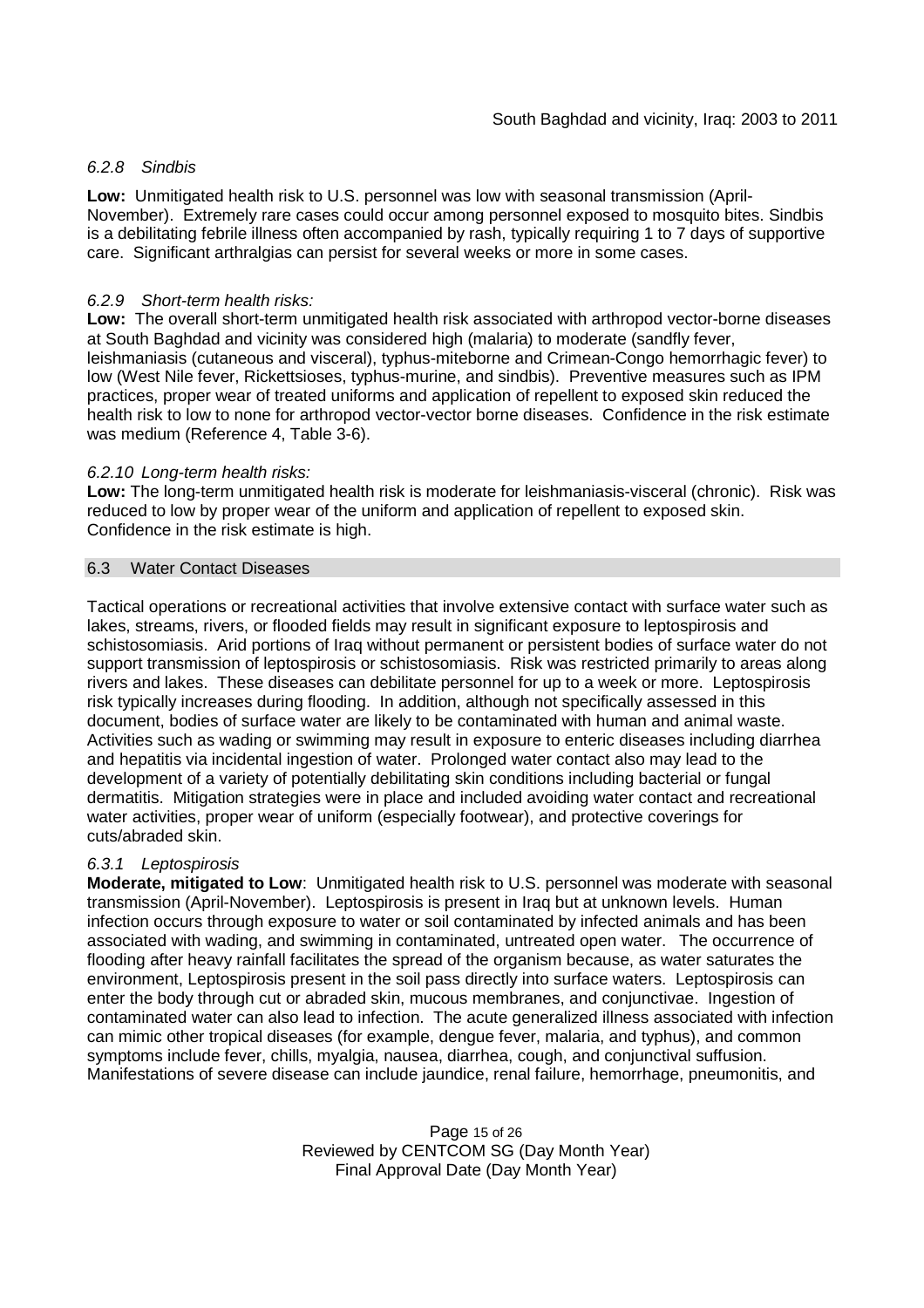#### *6.2.8 Sindbis*

**Low:** Unmitigated health risk to U.S. personnel was low with seasonal transmission (April-November). Extremely rare cases could occur among personnel exposed to mosquito bites. Sindbis is a debilitating febrile illness often accompanied by rash, typically requiring 1 to 7 days of supportive care. Significant arthralgias can persist for several weeks or more in some cases.

#### *6.2.9 Short-term health risks:*

**Low:** The overall short-term unmitigated health risk associated with arthropod vector-borne diseases at South Baghdad and vicinity was considered high (malaria) to moderate (sandfly fever, leishmaniasis (cutaneous and visceral), typhus-miteborne and Crimean-Congo hemorrhagic fever) to low (West Nile fever, Rickettsioses, typhus-murine, and sindbis). Preventive measures such as IPM practices, proper wear of treated uniforms and application of repellent to exposed skin reduced the health risk to low to none for arthropod vector-vector borne diseases. Confidence in the risk estimate was medium (Reference 4, Table 3-6).

#### *6.2.10 Long-term health risks:*

**Low:** The long-term unmitigated health risk is moderate for leishmaniasis-visceral (chronic). Risk was reduced to low by proper wear of the uniform and application of repellent to exposed skin. Confidence in the risk estimate is high.

### 6.3 Water Contact Diseases

Tactical operations or recreational activities that involve extensive contact with surface water such as lakes, streams, rivers, or flooded fields may result in significant exposure to leptospirosis and schistosomiasis. Arid portions of Iraq without permanent or persistent bodies of surface water do not support transmission of leptospirosis or schistosomiasis. Risk was restricted primarily to areas along rivers and lakes. These diseases can debilitate personnel for up to a week or more. Leptospirosis risk typically increases during flooding. In addition, although not specifically assessed in this document, bodies of surface water are likely to be contaminated with human and animal waste. Activities such as wading or swimming may result in exposure to enteric diseases including diarrhea and hepatitis via incidental ingestion of water. Prolonged water contact also may lead to the development of a variety of potentially debilitating skin conditions including bacterial or fungal dermatitis. Mitigation strategies were in place and included avoiding water contact and recreational water activities, proper wear of uniform (especially footwear), and protective coverings for cuts/abraded skin.

#### *6.3.1 Leptospirosis*

**Moderate, mitigated to Low**: Unmitigated health risk to U.S. personnel was moderate with seasonal transmission (April-November). Leptospirosis is present in Iraq but at unknown levels. Human infection occurs through exposure to water or soil contaminated by infected animals and has been associated with wading, and swimming in contaminated, untreated open water. The occurrence of flooding after heavy rainfall facilitates the spread of the organism because, as water saturates the environment, Leptospirosis present in the soil pass directly into surface waters. Leptospirosis can enter the body through cut or abraded skin, mucous membranes, and conjunctivae. Ingestion of contaminated water can also lead to infection. The acute generalized illness associated with infection can mimic other tropical diseases (for example, dengue fever, malaria, and typhus), and common symptoms include fever, chills, myalgia, nausea, diarrhea, cough, and conjunctival suffusion. Manifestations of severe disease can include jaundice, renal failure, hemorrhage, pneumonitis, and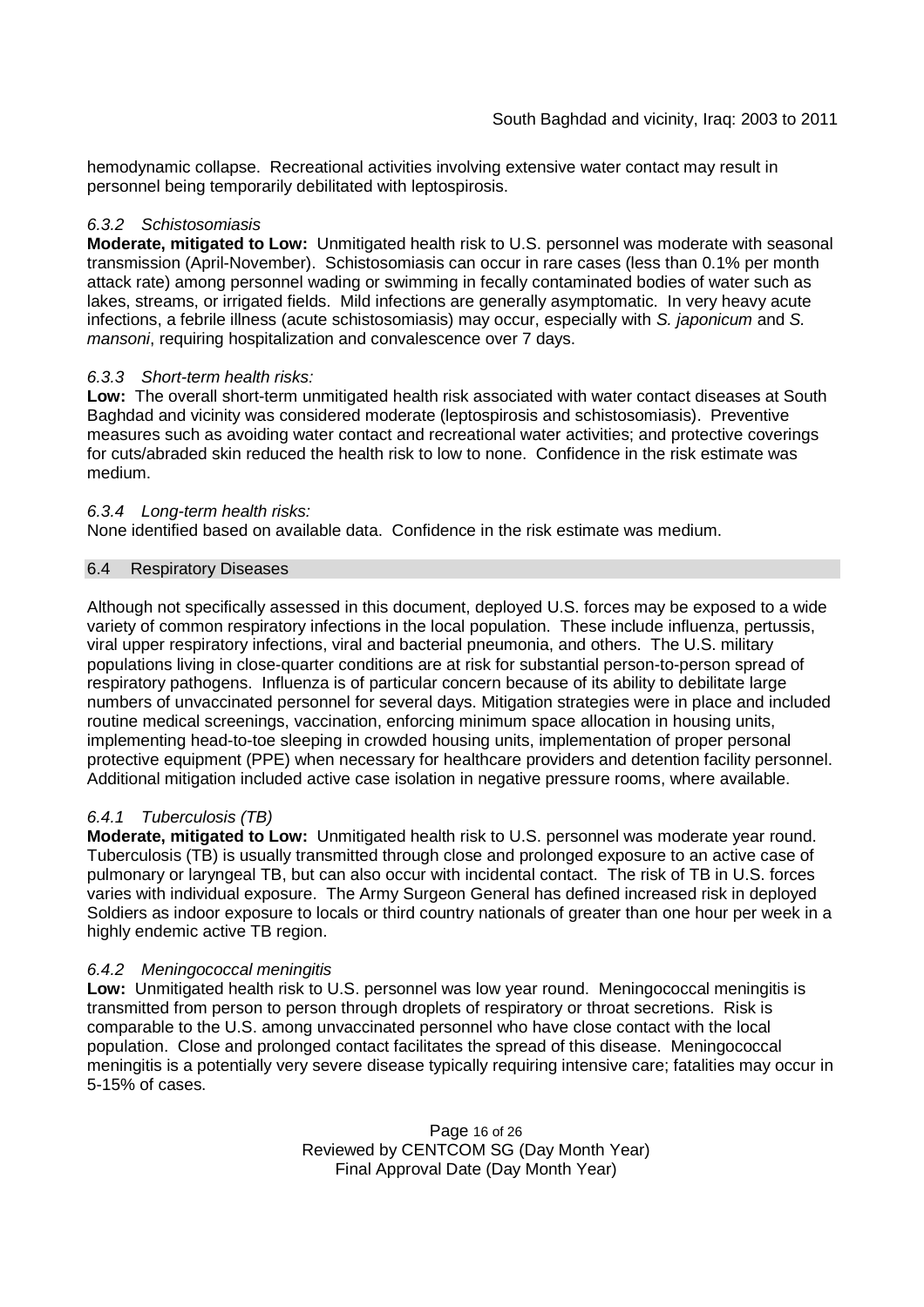hemodynamic collapse. Recreational activities involving extensive water contact may result in personnel being temporarily debilitated with leptospirosis.

#### *6.3.2 Schistosomiasis*

**Moderate, mitigated to Low:** Unmitigated health risk to U.S. personnel was moderate with seasonal transmission (April-November). Schistosomiasis can occur in rare cases (less than 0.1% per month attack rate) among personnel wading or swimming in fecally contaminated bodies of water such as lakes, streams, or irrigated fields. Mild infections are generally asymptomatic. In very heavy acute infections, a febrile illness (acute schistosomiasis) may occur, especially with *S. japonicum* and *S. mansoni*, requiring hospitalization and convalescence over 7 days.

#### *6.3.3 Short-term health risks:*

**Low:** The overall short-term unmitigated health risk associated with water contact diseases at South Baghdad and vicinity was considered moderate (leptospirosis and schistosomiasis). Preventive measures such as avoiding water contact and recreational water activities; and protective coverings for cuts/abraded skin reduced the health risk to low to none. Confidence in the risk estimate was medium.

#### *6.3.4 Long-term health risks:*

None identified based on available data. Confidence in the risk estimate was medium.

### 6.4 Respiratory Diseases

Although not specifically assessed in this document, deployed U.S. forces may be exposed to a wide variety of common respiratory infections in the local population. These include influenza, pertussis, viral upper respiratory infections, viral and bacterial pneumonia, and others. The U.S. military populations living in close-quarter conditions are at risk for substantial person-to-person spread of respiratory pathogens. Influenza is of particular concern because of its ability to debilitate large numbers of unvaccinated personnel for several days. Mitigation strategies were in place and included routine medical screenings, vaccination, enforcing minimum space allocation in housing units, implementing head-to-toe sleeping in crowded housing units, implementation of proper personal protective equipment (PPE) when necessary for healthcare providers and detention facility personnel. Additional mitigation included active case isolation in negative pressure rooms, where available.

#### *6.4.1 Tuberculosis (TB)*

**Moderate, mitigated to Low:** Unmitigated health risk to U.S. personnel was moderate year round. Tuberculosis (TB) is usually transmitted through close and prolonged exposure to an active case of pulmonary or laryngeal TB, but can also occur with incidental contact. The risk of TB in U.S. forces varies with individual exposure. The Army Surgeon General has defined increased risk in deployed Soldiers as indoor exposure to locals or third country nationals of greater than one hour per week in a highly endemic active TB region.

#### *6.4.2 Meningococcal meningitis*

**Low:** Unmitigated health risk to U.S. personnel was low year round. Meningococcal meningitis is transmitted from person to person through droplets of respiratory or throat secretions. Risk is comparable to the U.S. among unvaccinated personnel who have close contact with the local population. Close and prolonged contact facilitates the spread of this disease. Meningococcal meningitis is a potentially very severe disease typically requiring intensive care; fatalities may occur in 5-15% of cases.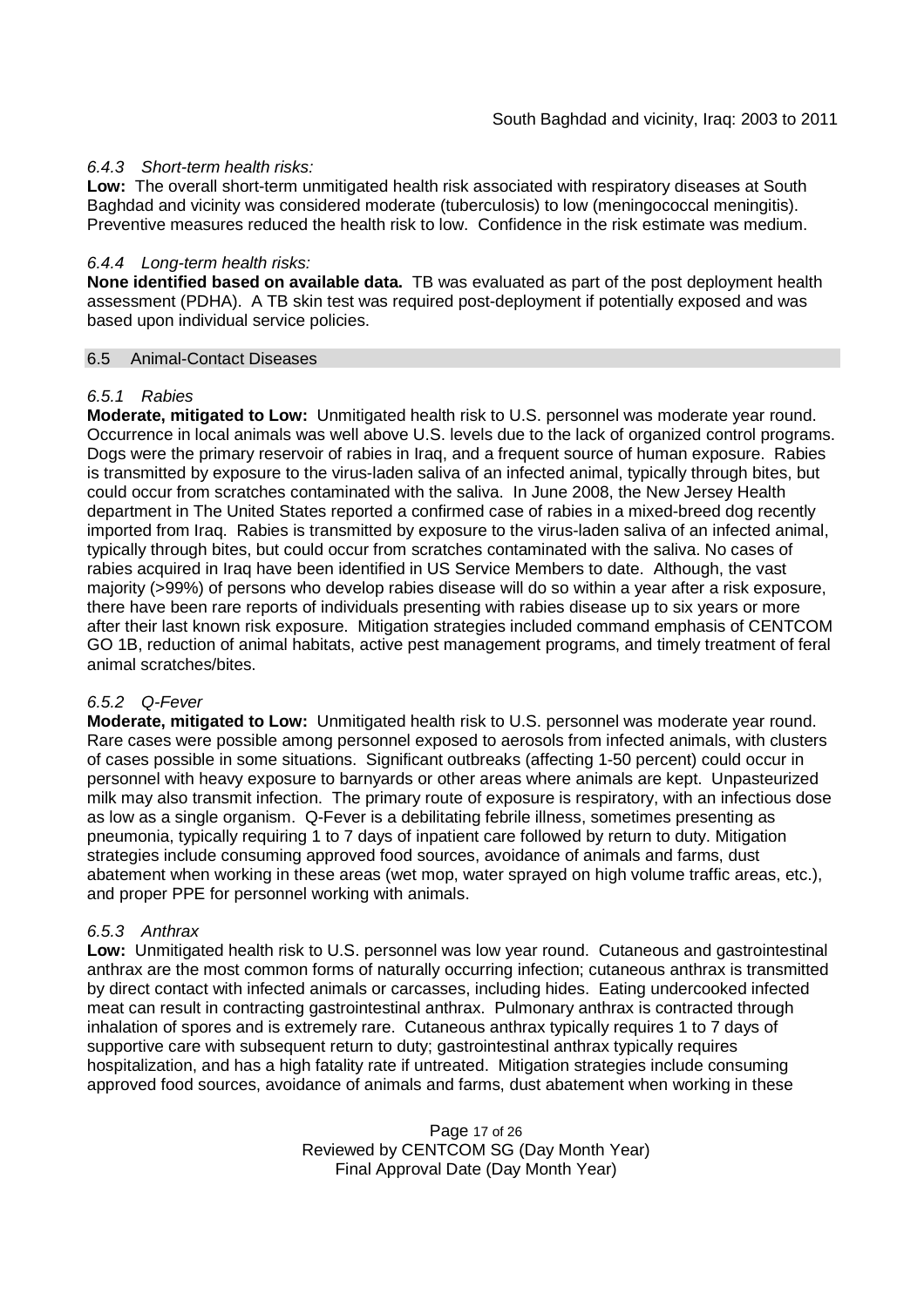#### *6.4.3 Short-term health risks:*

**Low:** The overall short-term unmitigated health risk associated with respiratory diseases at South Baghdad and vicinity was considered moderate (tuberculosis) to low (meningococcal meningitis). Preventive measures reduced the health risk to low. Confidence in the risk estimate was medium.

#### *6.4.4 Long-term health risks:*

**None identified based on available data.** TB was evaluated as part of the post deployment health assessment (PDHA). A TB skin test was required post-deployment if potentially exposed and was based upon individual service policies.

### 6.5 Animal-Contact Diseases

#### *6.5.1 Rabies*

**Moderate, mitigated to Low:** Unmitigated health risk to U.S. personnel was moderate year round. Occurrence in local animals was well above U.S. levels due to the lack of organized control programs. Dogs were the primary reservoir of rabies in Iraq, and a frequent source of human exposure. Rabies is transmitted by exposure to the virus-laden saliva of an infected animal, typically through bites, but could occur from scratches contaminated with the saliva. In June 2008, the New Jersey Health department in The United States reported a confirmed case of rabies in a mixed-breed dog recently imported from Iraq. Rabies is transmitted by exposure to the virus-laden saliva of an infected animal, typically through bites, but could occur from scratches contaminated with the saliva. No cases of rabies acquired in Iraq have been identified in US Service Members to date. Although, the vast majority (>99%) of persons who develop rabies disease will do so within a year after a risk exposure, there have been rare reports of individuals presenting with rabies disease up to six years or more after their last known risk exposure. Mitigation strategies included command emphasis of CENTCOM GO 1B, reduction of animal habitats, active pest management programs, and timely treatment of feral animal scratches/bites.

#### *6.5.2 Q-Fever*

**Moderate, mitigated to Low:** Unmitigated health risk to U.S. personnel was moderate year round. Rare cases were possible among personnel exposed to aerosols from infected animals, with clusters of cases possible in some situations. Significant outbreaks (affecting 1-50 percent) could occur in personnel with heavy exposure to barnyards or other areas where animals are kept. Unpasteurized milk may also transmit infection. The primary route of exposure is respiratory, with an infectious dose as low as a single organism. Q-Fever is a debilitating febrile illness, sometimes presenting as pneumonia, typically requiring 1 to 7 days of inpatient care followed by return to duty. Mitigation strategies include consuming approved food sources, avoidance of animals and farms, dust abatement when working in these areas (wet mop, water sprayed on high volume traffic areas, etc.), and proper PPE for personnel working with animals.

#### *6.5.3 Anthrax*

**Low:** Unmitigated health risk to U.S. personnel was low year round. Cutaneous and gastrointestinal anthrax are the most common forms of naturally occurring infection; cutaneous anthrax is transmitted by direct contact with infected animals or carcasses, including hides. Eating undercooked infected meat can result in contracting gastrointestinal anthrax. Pulmonary anthrax is contracted through inhalation of spores and is extremely rare. Cutaneous anthrax typically requires 1 to 7 days of supportive care with subsequent return to duty; gastrointestinal anthrax typically requires hospitalization, and has a high fatality rate if untreated. Mitigation strategies include consuming approved food sources, avoidance of animals and farms, dust abatement when working in these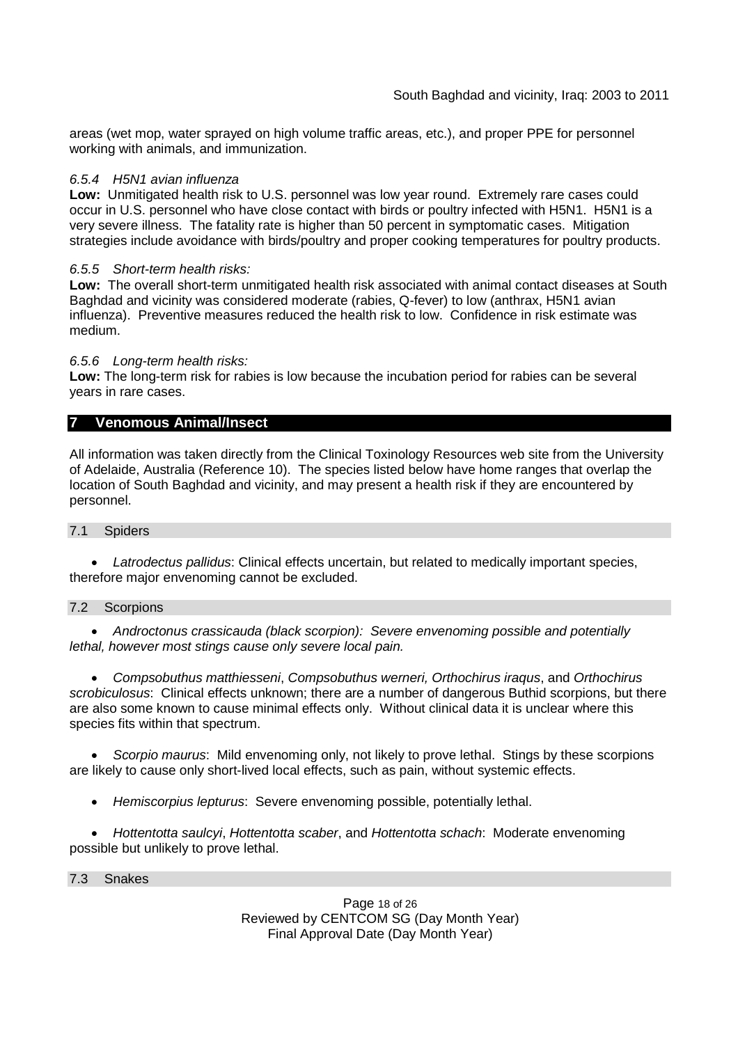areas (wet mop, water sprayed on high volume traffic areas, etc.), and proper PPE for personnel working with animals, and immunization.

#### *6.5.4 H5N1 avian influenza*

**Low:** Unmitigated health risk to U.S. personnel was low year round. Extremely rare cases could occur in U.S. personnel who have close contact with birds or poultry infected with H5N1. H5N1 is a very severe illness. The fatality rate is higher than 50 percent in symptomatic cases. Mitigation strategies include avoidance with birds/poultry and proper cooking temperatures for poultry products.

#### *6.5.5 Short-term health risks:*

**Low:** The overall short-term unmitigated health risk associated with animal contact diseases at South Baghdad and vicinity was considered moderate (rabies, Q-fever) to low (anthrax, H5N1 avian influenza). Preventive measures reduced the health risk to low. Confidence in risk estimate was medium.

#### *6.5.6 Long-term health risks:*

**Low:** The long-term risk for rabies is low because the incubation period for rabies can be several years in rare cases.

## 7 Venomous Animal/Insect

All information was taken directly from the Clinical Toxinology Resources web site from the University of Adelaide, Australia (Reference 10). The species listed below have home ranges that overlap the location of South Baghdad and vicinity, and may present a health risk if they are encountered by personnel.

### 7.1 Spiders

- *Latrodectus pallidus*: Clinical effects uncertain, but related to medically important species, therefore major envenoming cannot be excluded.

### 7.2 Scorpions

- *Androctonus crassicauda (black scorpion): Severe envenoming possible and potentially lethal, however most stings cause only severe local pain.*

- *Compsobuthus matthiesseni*, *Compsobuthus werneri, Orthochirus iraqus*, and *Orthochirus scrobiculosus*: Clinical effects unknown; there are a number of dangerous Buthid scorpions, but there are also some known to cause minimal effects only. Without clinical data it is unclear where this species fits within that spectrum.

- *Scorpio maurus*: Mild envenoming only, not likely to prove lethal. Stings by these scorpions are likely to cause only short-lived local effects, such as pain, without systemic effects.

- *Hemiscorpius lepturus*: Severe envenoming possible, potentially lethal.

- *Hottentotta saulcyi*, *Hottentotta scaber*, and *Hottentotta schach*: Moderate envenoming possible but unlikely to prove lethal.

### 7.3 Snakes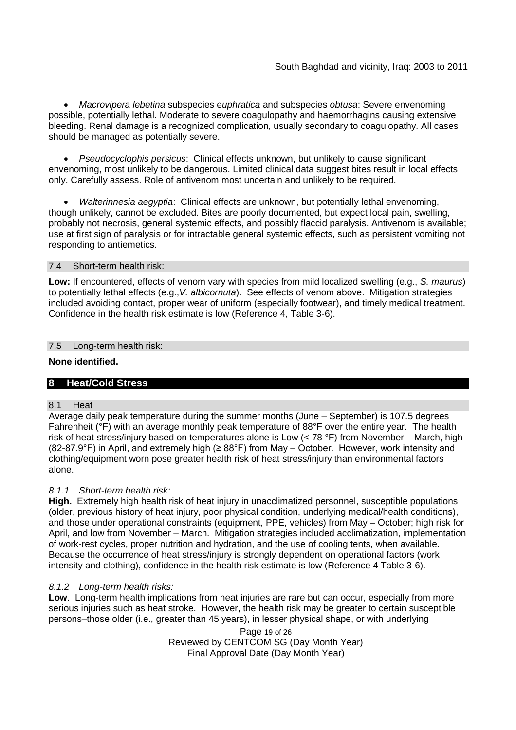- *Macrovipera lebetina* subspecies e*uphratica* and subspecies *obtusa*: Severe envenoming possible, potentially lethal. Moderate to severe coagulopathy and haemorrhagins causing extensive bleeding. Renal damage is a recognized complication, usually secondary to coagulopathy. All cases should be managed as potentially severe.

- *Pseudocyclophis persicus*: Clinical effects unknown, but unlikely to cause significant envenoming, most unlikely to be dangerous. Limited clinical data suggest bites result in local effects only. Carefully assess. Role of antivenom most uncertain and unlikely to be required.

- *Walterinnesia aegyptia*: Clinical effects are unknown, but potentially lethal envenoming, though unlikely, cannot be excluded. Bites are poorly documented, but expect local pain, swelling, probably not necrosis, general systemic effects, and possibly flaccid paralysis. Antivenom is available; use at first sign of paralysis or for intractable general systemic effects, such as persistent vomiting not responding to antiemetics.

### 7.4 Short-term health risk:

**Low:** If encountered, effects of venom vary with species from mild localized swelling (e.g., *S. maurus*) to potentially lethal effects (e.g.,*V. albicornuta*). See effects of venom above. Mitigation strategies included avoiding contact, proper wear of uniform (especially footwear), and timely medical treatment. Confidence in the health risk estimate is low (Reference 4, Table 3-6).

### 7.5 Long-term health risk:

**None identified.**

## 8 Heat/Cold Stress

### 8.1 Heat

Average daily peak temperature during the summer months (June – September) is 107.5 degrees Fahrenheit (°F) with an average monthly peak temperature of 88°F over the entire year. The health risk of heat stress/injury based on temperatures alone is Low (< 78 °F) from November – March, high (82-87.9°F) in April, and extremely high (≥ 88°F) from May – October. However, work intensity and clothing/equipment worn pose greater health risk of heat stress/injury than environmental factors alone.

#### *8.1.1 Short-term health risk:*

**High.** Extremely high health risk of heat injury in unacclimatized personnel, susceptible populations (older, previous history of heat injury, poor physical condition, underlying medical/health conditions), and those under operational constraints (equipment, PPE, vehicles) from May – October; high risk for April, and low from November – March. Mitigation strategies included acclimatization, implementation of work-rest cycles, proper nutrition and hydration, and the use of cooling tents, when available. Because the occurrence of heat stress/injury is strongly dependent on operational factors (work intensity and clothing), confidence in the health risk estimate is low (Reference 4 Table 3-6).

#### *8.1.2 Long-term health risks:*

**Low**. Long-term health implications from heat injuries are rare but can occur, especially from more serious injuries such as heat stroke. However, the health risk may be greater to certain susceptible persons–those older (i.e., greater than 45 years), in lesser physical shape, or with underlying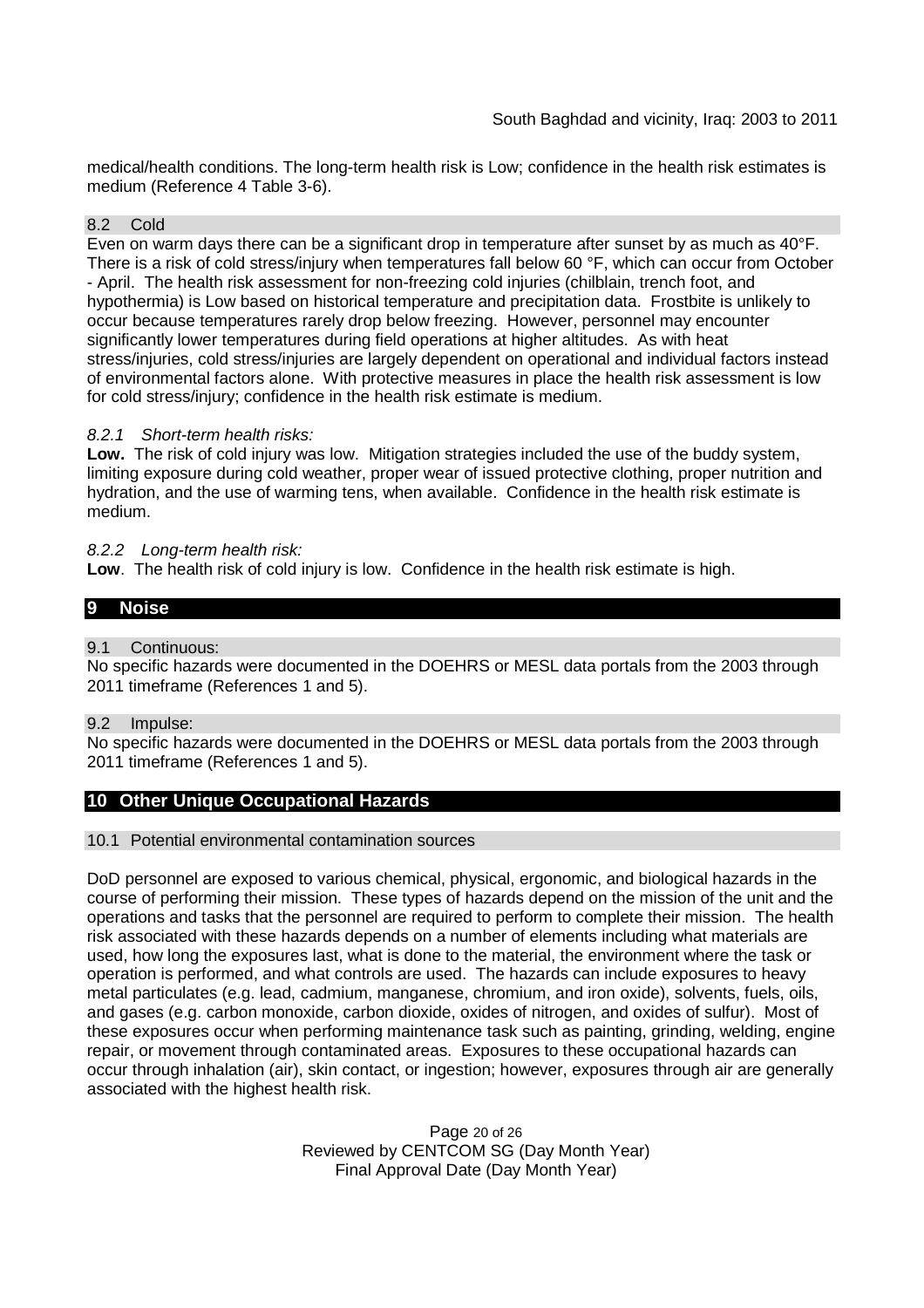medical/health conditions. The long-term health risk is Low; confidence in the health risk estimates is medium (Reference 4 Table 3-6).

### 8.2 Cold

Even on warm days there can be a significant drop in temperature after sunset by as much as 40°F. There is a risk of cold stress/injury when temperatures fall below 60 °F, which can occur from October - April. The health risk assessment for non-freezing cold injuries (chilblain, trench foot, and hypothermia) is Low based on historical temperature and precipitation data. Frostbite is unlikely to occur because temperatures rarely drop below freezing. However, personnel may encounter significantly lower temperatures during field operations at higher altitudes. As with heat stress/injuries, cold stress/injuries are largely dependent on operational and individual factors instead of environmental factors alone. With protective measures in place the health risk assessment is low for cold stress/injury; confidence in the health risk estimate is medium.

#### *8.2.1 Short-term health risks:*

**Low.** The risk of cold injury was low. Mitigation strategies included the use of the buddy system, limiting exposure during cold weather, proper wear of issued protective clothing, proper nutrition and hydration, and the use of warming tens, when available. Confidence in the health risk estimate is medium.

#### *8.2.2 Long-term health risk:*

**Low**. The health risk of cold injury is low. Confidence in the health risk estimate is high.

## 9 Noise

### 9.1 Continuous:

No specific hazards were documented in the DOEHRS or MESL data portals from the 2003 through 2011 timeframe (References 1 and 5).

### 9.2 Impulse:

No specific hazards were documented in the DOEHRS or MESL data portals from the 2003 through 2011 timeframe (References 1 and 5).

## 10 Other Unique Occupational Hazards

### 10.1 Potential environmental contamination sources

DoD personnel are exposed to various chemical, physical, ergonomic, and biological hazards in the course of performing their mission. These types of hazards depend on the mission of the unit and the operations and tasks that the personnel are required to perform to complete their mission. The health risk associated with these hazards depends on a number of elements including what materials are used, how long the exposures last, what is done to the material, the environment where the task or operation is performed, and what controls are used. The hazards can include exposures to heavy metal particulates (e.g. lead, cadmium, manganese, chromium, and iron oxide), solvents, fuels, oils, and gases (e.g. carbon monoxide, carbon dioxide, oxides of nitrogen, and oxides of sulfur). Most of these exposures occur when performing maintenance task such as painting, grinding, welding, engine repair, or movement through contaminated areas. Exposures to these occupational hazards can occur through inhalation (air), skin contact, or ingestion; however, exposures through air are generally associated with the highest health risk.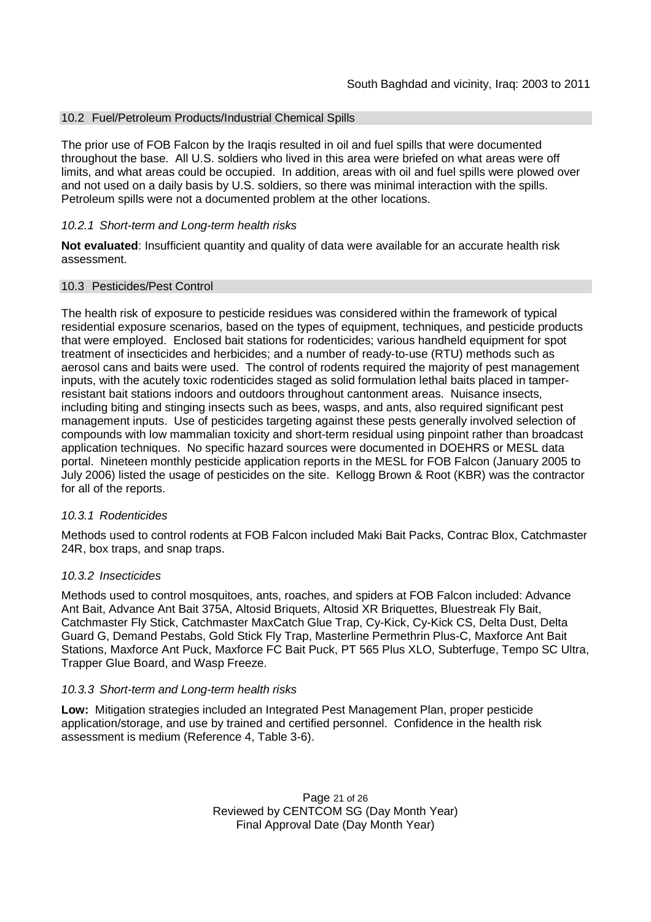## 10.2 Fuel/Petroleum Products/Industrial Chemical Spills

The prior use of FOB Falcon by the Iraqis resulted in oil and fuel spills that were documented throughout the base. All U.S. soldiers who lived in this area were briefed on what areas were off limits, and what areas could be occupied. In addition, areas with oil and fuel spills were plowed over and not used on a daily basis by U.S. soldiers, so there was minimal interaction with the spills. Petroleum spills were not a documented problem at the other locations.

### *10.2.1 Short-term and Long-term health risks*

**Not evaluated**: Insufficient quantity and quality of data were available for an accurate health risk assessment.

## 10.3 Pesticides/Pest Control

The health risk of exposure to pesticide residues was considered within the framework of typical residential exposure scenarios, based on the types of equipment, techniques, and pesticide products that were employed. Enclosed bait stations for rodenticides; various handheld equipment for spot treatment of insecticides and herbicides; and a number of ready-to-use (RTU) methods such as aerosol cans and baits were used. The control of rodents required the majority of pest management inputs, with the acutely toxic rodenticides staged as solid formulation lethal baits placed in tamper-resistant bait stations indoors and outdoors throughout cantonment areas. Nuisance insects, including biting and stinging insects such as bees, wasps, and ants, also required significant pest management inputs. Use of pesticides targeting against these pests generally involved selection of compounds with low mammalian toxicity and short-term residual using pinpoint rather than broadcast application techniques. No specific hazard sources were documented in DOEHRS or MESL data portal. Nineteen monthly pesticide application reports in the MESL for FOB Falcon (January 2005 to July 2006) listed the usage of pesticides on the site. Kellogg Brown & Root (KBR) was the contractor for all of the reports.

### *10.3.1 Rodenticides*

Methods used to control rodents at FOB Falcon included Maki Bait Packs, Contrac Blox, Catchmaster 24R, box traps, and snap traps.

### *10.3.2 Insecticides*

Methods used to control mosquitoes, ants, roaches, and spiders at FOB Falcon included: Advance Ant Bait, Advance Ant Bait 375A, Altosid Briquets, Altosid XR Briquettes, Bluestreak Fly Bait, Catchmaster Fly Stick, Catchmaster MaxCatch Glue Trap, Cy-Kick, Cy-Kick CS, Delta Dust, Delta Guard G, Demand Pestabs, Gold Stick Fly Trap, Masterline Permethrin Plus-C, Maxforce Ant Bait Stations, Maxforce Ant Puck, Maxforce FC Bait Puck, PT 565 Plus XLO, Subterfuge, Tempo SC Ultra, Trapper Glue Board, and Wasp Freeze.

### *10.3.3 Short-term and Long-term health risks*

**Low:** Mitigation strategies included an Integrated Pest Management Plan, proper pesticide application/storage, and use by trained and certified personnel. Confidence in the health risk assessment is medium (Reference 4, Table 3-6).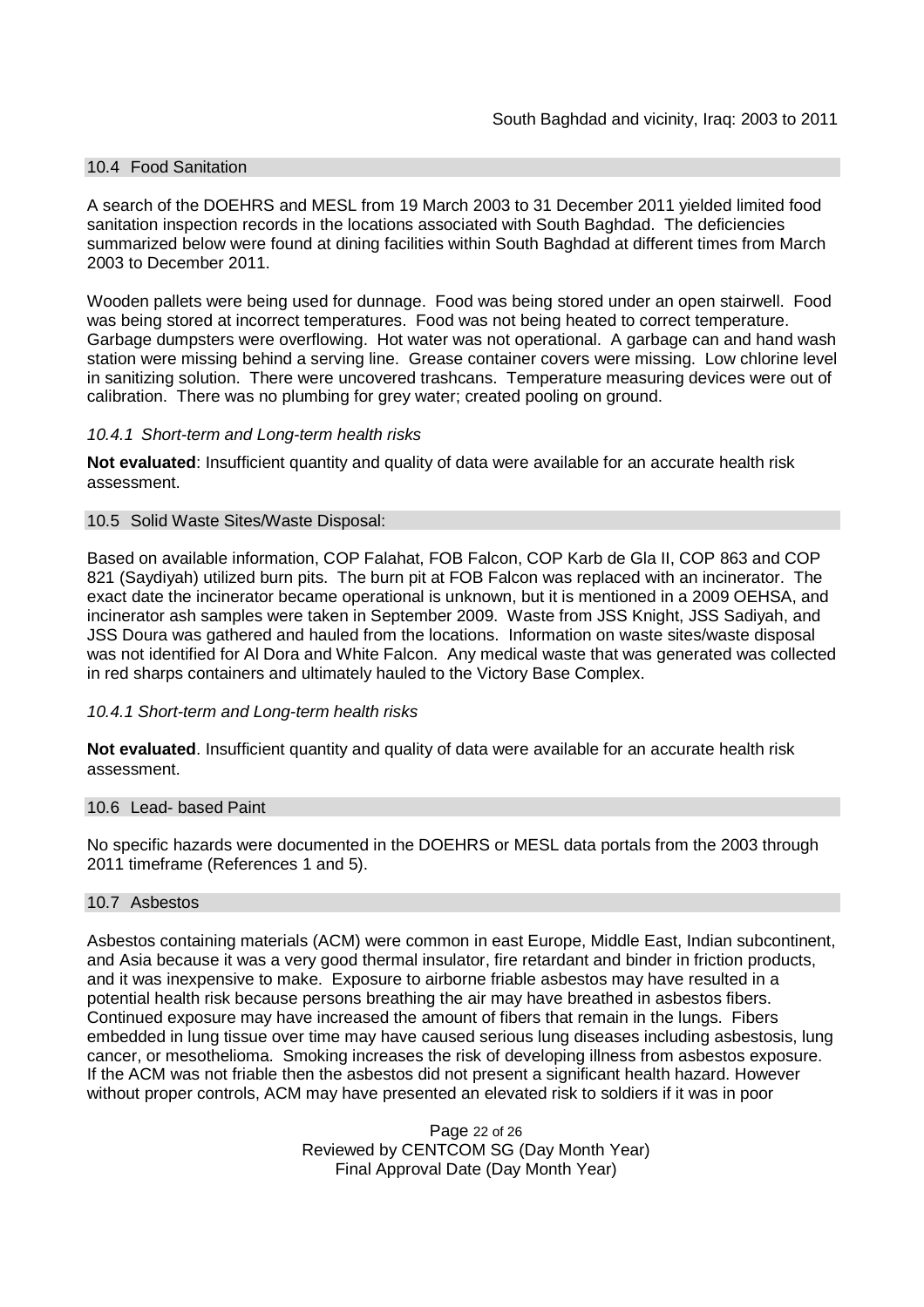### 10.4 Food Sanitation

A search of the DOEHRS and MESL from 19 March 2003 to 31 December 2011 yielded limited food sanitation inspection records in the locations associated with South Baghdad. The deficiencies summarized below were found at dining facilities within South Baghdad at different times from March 2003 to December 2011.

Wooden pallets were being used for dunnage. Food was being stored under an open stairwell. Food was being stored at incorrect temperatures. Food was not being heated to correct temperature. Garbage dumpsters were overflowing. Hot water was not operational. A garbage can and hand wash station were missing behind a serving line. Grease container covers were missing. Low chlorine level in sanitizing solution. There were uncovered trashcans. Temperature measuring devices were out of calibration. There was no plumbing for grey water; created pooling on ground.

#### *10.4.1 Short-term and Long-term health risks*

**Not evaluated**: Insufficient quantity and quality of data were available for an accurate health risk assessment.

### 10.5 Solid Waste Sites/Waste Disposal:

Based on available information, COP Falahat, FOB Falcon, COP Karb de Gla II, COP 863 and COP 821 (Saydiyah) utilized burn pits. The burn pit at FOB Falcon was replaced with an incinerator. The exact date the incinerator became operational is unknown, but it is mentioned in a 2009 OEHSA, and incinerator ash samples were taken in September 2009. Waste from JSS Knight, JSS Sadiyah, and JSS Doura was gathered and hauled from the locations. Information on waste sites/waste disposal was not identified for Al Dora and White Falcon. Any medical waste that was generated was collected in red sharps containers and ultimately hauled to the Victory Base Complex.

#### *10.4.1 Short-term and Long-term health risks*

**Not evaluated**. Insufficient quantity and quality of data were available for an accurate health risk assessment.

### 10.6 Lead- based Paint

No specific hazards were documented in the DOEHRS or MESL data portals from the 2003 through 2011 timeframe (References 1 and 5).

### 10.7 Asbestos

Asbestos containing materials (ACM) were common in east Europe, Middle East, Indian subcontinent, and Asia because it was a very good thermal insulator, fire retardant and binder in friction products, and it was inexpensive to make. Exposure to airborne friable asbestos may have resulted in a potential health risk because persons breathing the air may have breathed in asbestos fibers. Continued exposure may have increased the amount of fibers that remain in the lungs. Fibers embedded in lung tissue over time may have caused serious lung diseases including asbestosis, lung cancer, or mesothelioma. Smoking increases the risk of developing illness from asbestos exposure. If the ACM was not friable then the asbestos did not present a significant health hazard. However without proper controls, ACM may have presented an elevated risk to soldiers if it was in poor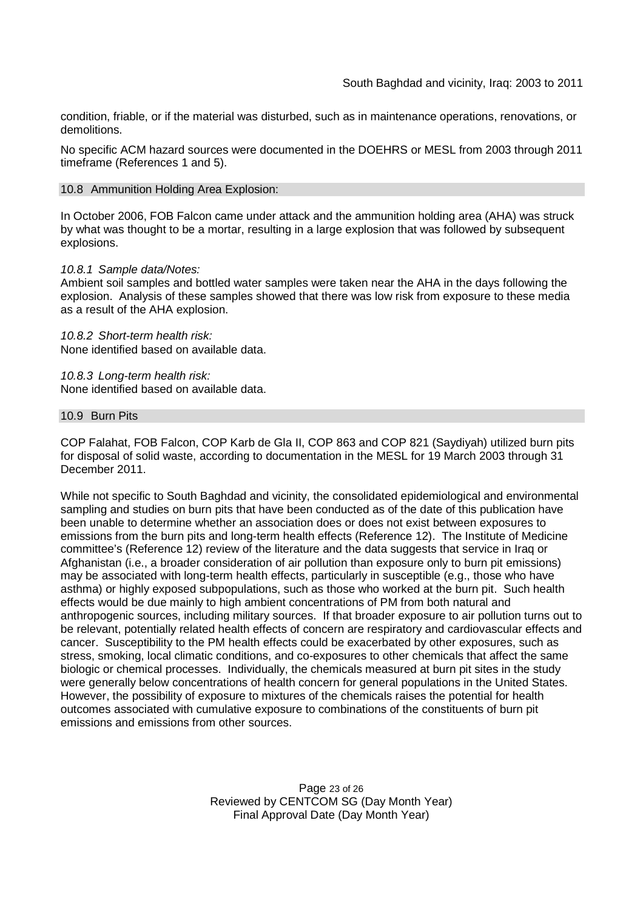condition, friable, or if the material was disturbed, such as in maintenance operations, renovations, or demolitions.

No specific ACM hazard sources were documented in the DOEHRS or MESL from 2003 through 2011 timeframe (References 1 and 5).

## 10.8 Ammunition Holding Area Explosion:

In October 2006, FOB Falcon came under attack and the ammunition holding area (AHA) was struck by what was thought to be a mortar, resulting in a large explosion that was followed by subsequent explosions.

*10.8.1 Sample data/Notes:*
Ambient soil samples and bottled water samples were taken near the AHA in the days following the explosion. Analysis of these samples showed that there was low risk from exposure to these media as a result of the AHA explosion.

*10.8.2 Short-term health risk:*
None identified based on available data.

*10.8.3 Long-term health risk:*
None identified based on available data.

## 10.9 Burn Pits

COP Falahat, FOB Falcon, COP Karb de Gla II, COP 863 and COP 821 (Saydiyah) utilized burn pits for disposal of solid waste, according to documentation in the MESL for 19 March 2003 through 31 December 2011.

While not specific to South Baghdad and vicinity, the consolidated epidemiological and environmental sampling and studies on burn pits that have been conducted as of the date of this publication have been unable to determine whether an association does or does not exist between exposures to emissions from the burn pits and long-term health effects (Reference 12). The Institute of Medicine committee's (Reference 12) review of the literature and the data suggests that service in Iraq or Afghanistan (i.e., a broader consideration of air pollution than exposure only to burn pit emissions) may be associated with long-term health effects, particularly in susceptible (e.g., those who have asthma) or highly exposed subpopulations, such as those who worked at the burn pit. Such health effects would be due mainly to high ambient concentrations of PM from both natural and anthropogenic sources, including military sources. If that broader exposure to air pollution turns out to be relevant, potentially related health effects of concern are respiratory and cardiovascular effects and cancer. Susceptibility to the PM health effects could be exacerbated by other exposures, such as stress, smoking, local climatic conditions, and co-exposures to other chemicals that affect the same biologic or chemical processes. Individually, the chemicals measured at burn pit sites in the study were generally below concentrations of health concern for general populations in the United States. However, the possibility of exposure to mixtures of the chemicals raises the potential for health outcomes associated with cumulative exposure to combinations of the constituents of burn pit emissions and emissions from other sources.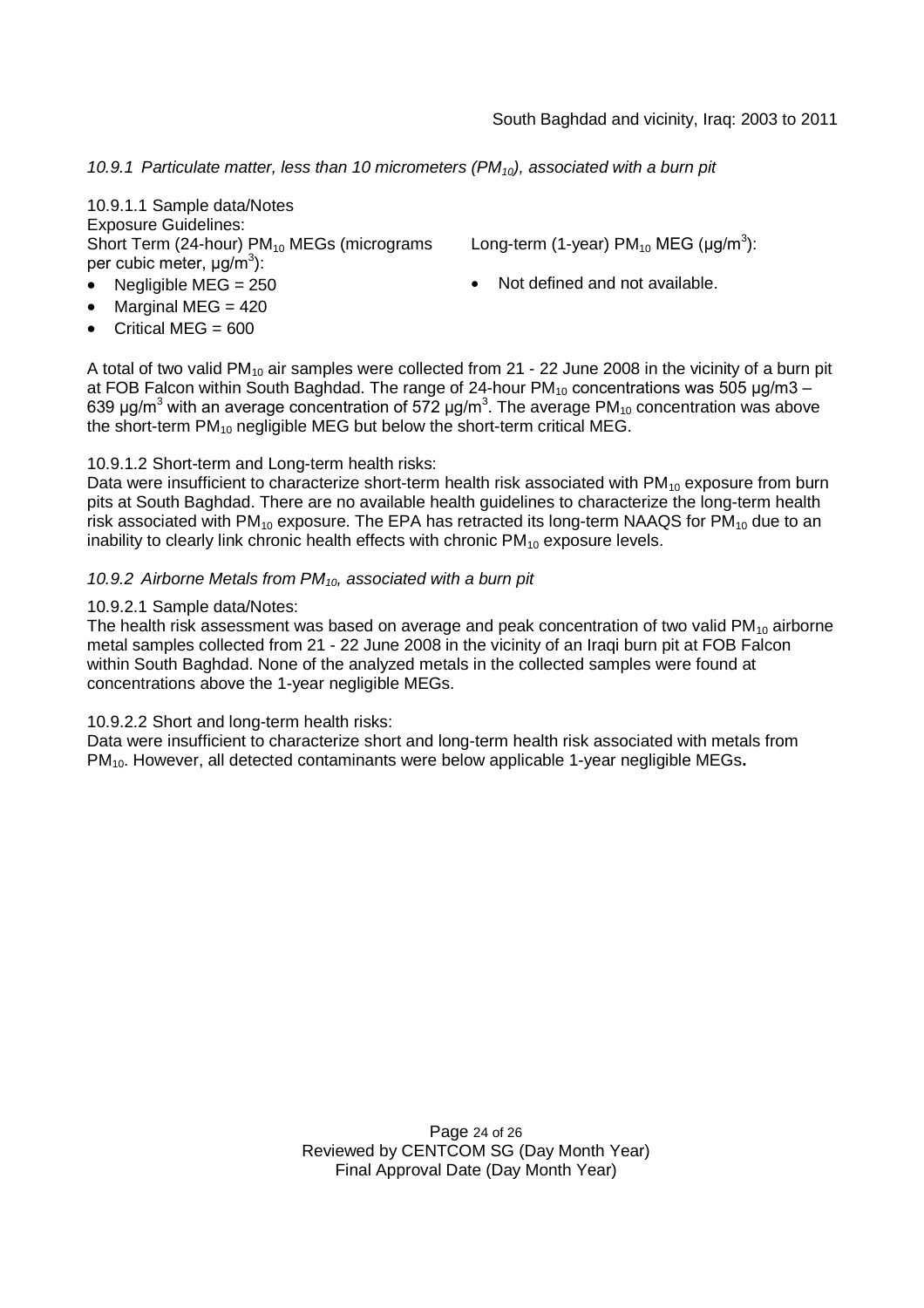*10.9.1 Particulate matter, less than 10 micrometers ($PM_{10}$), associated with a burn pit*

10.9.1.1 Sample data/Notes

Exposure Guidelines:

Short Term (24-hour) $PM_{10}$ MEGs (micrograms per cubic meter, μg/$m^3$):

- Negligible MEG = 250
- Marginal MEG = 420
- Critical MEG = 600

Long-term (1-year) $PM_{10}$ MEG (μg/$m^3$):

- Not defined and not available.

A total of two valid $PM_{10}$ air samples were collected from 21 - 22 June 2008 in the vicinity of a burn pit at FOB Falcon within South Baghdad. The range of 24-hour $PM_{10}$ concentrations was 505 μg/m3 – 639 μg/$m^3$ with an average concentration of 572 μg/$m^3$. The average $PM_{10}$ concentration was above the short-term $PM_{10}$ negligible MEG but below the short-term critical MEG.

10.9.1.2 Short-term and Long-term health risks:

Data were insufficient to characterize short-term health risk associated with $PM_{10}$ exposure from burn pits at South Baghdad. There are no available health guidelines to characterize the long-term health risk associated with $PM_{10}$ exposure. The EPA has retracted its long-term NAAQS for $PM_{10}$ due to an inability to clearly link chronic health effects with chronic $PM_{10}$ exposure levels.

*10.9.2 Airborne Metals from $PM_{10}$, associated with a burn pit*

10.9.2.1 Sample data/Notes:

The health risk assessment was based on average and peak concentration of two valid $PM_{10}$ airborne metal samples collected from 21 - 22 June 2008 in the vicinity of an Iraqi burn pit at FOB Falcon within South Baghdad. None of the analyzed metals in the collected samples were found at concentrations above the 1-year negligible MEGs.

10.9.2.2 Short and long-term health risks:

Data were insufficient to characterize short and long-term health risk associated with metals from $PM_{10}$. However, all detected contaminants were below applicable 1-year negligible MEGs**.**

Reviewed by CENTCOM SG (Day Month Year)
Final Approval Date (Day Month Year)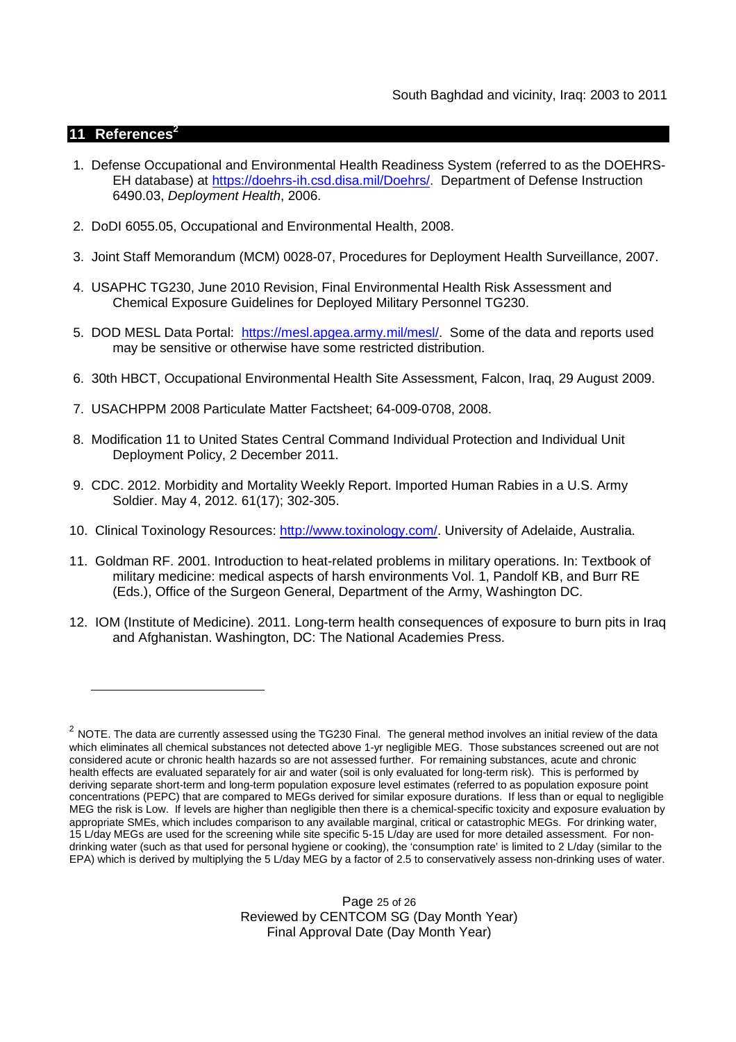## 11 References[2]

1. Defense Occupational and Environmental Health Readiness System (referred to as the DOEHRS-EH database) at https://doehrs-ih.csd.disa.mil/Doehrs/. Department of Defense Instruction 6490.03, *Deployment Health*, 2006.

2. DoDI 6055.05, Occupational and Environmental Health, 2008.

3. Joint Staff Memorandum (MCM) 0028-07, Procedures for Deployment Health Surveillance, 2007.

4. USAPHC TG230, June 2010 Revision, Final Environmental Health Risk Assessment and Chemical Exposure Guidelines for Deployed Military Personnel TG230.

5. DOD MESL Data Portal: https://mesl.apgea.army.mil/mesl/. Some of the data and reports used may be sensitive or otherwise have some restricted distribution.

6. 30th HBCT, Occupational Environmental Health Site Assessment, Falcon, Iraq, 29 August 2009.

7. USACHPPM 2008 Particulate Matter Factsheet; 64-009-0708, 2008.

8. Modification 11 to United States Central Command Individual Protection and Individual Unit Deployment Policy, 2 December 2011.

9. CDC. 2012. Morbidity and Mortality Weekly Report. Imported Human Rabies in a U.S. Army Soldier. May 4, 2012. 61(17); 302-305.

10. Clinical Toxinology Resources: http://www.toxinology.com/. University of Adelaide, Australia.

11. Goldman RF. 2001. Introduction to heat-related problems in military operations. In: Textbook of military medicine: medical aspects of harsh environments Vol. 1, Pandolf KB, and Burr RE (Eds.), Office of the Surgeon General, Department of the Army, Washington DC.

12. IOM (Institute of Medicine). 2011. Long-term health consequences of exposure to burn pits in Iraq and Afghanistan. Washington, DC: The National Academies Press.

---

[2] NOTE. The data are currently assessed using the TG230 Final. The general method involves an initial review of the data which eliminates all chemical substances not detected above 1-yr negligible MEG. Those substances screened out are not considered acute or chronic health hazards so are not assessed further. For remaining substances, acute and chronic health effects are evaluated separately for air and water (soil is only evaluated for long-term risk). This is performed by deriving separate short-term and long-term population exposure level estimates (referred to as population exposure point concentrations (PEPC) that are compared to MEGs derived for similar exposure durations. If less than or equal to negligible MEG the risk is Low. If levels are higher than negligible then there is a chemical-specific toxicity and exposure evaluation by appropriate SMEs, which includes comparison to any available marginal, critical or catastrophic MEGs. For drinking water, 15 L/day MEGs are used for the screening while site specific 5-15 L/day are used for more detailed assessment. For non-drinking water (such as that used for personal hygiene or cooking), the 'consumption rate' is limited to 2 L/day (similar to the EPA) which is derived by multiplying the 5 L/day MEG by a factor of 2.5 to conservatively assess non-drinking uses of water.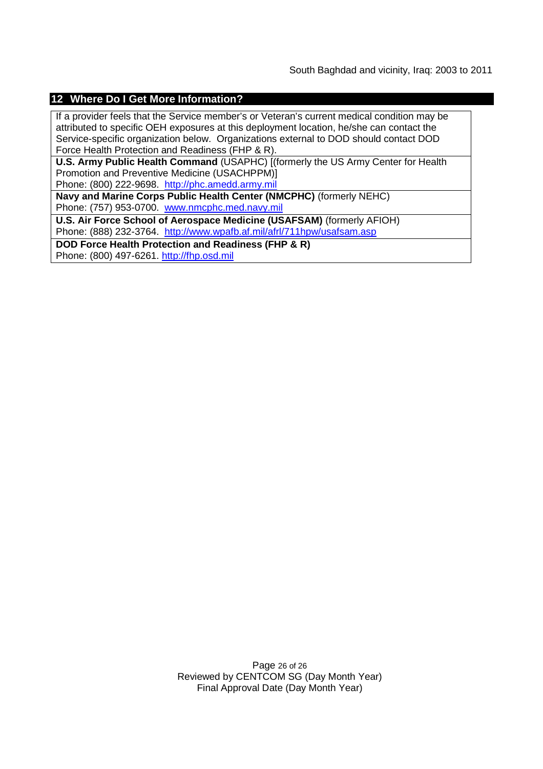## 12 Where Do I Get More Information?

| |
|---|
| If a provider feels that the Service member's or Veteran's current medical condition may be attributed to specific OEH exposures at this deployment location, he/she can contact the Service-specific organization below. Organizations external to DOD should contact DOD Force Health Protection and Readiness (FHP & R). |
| **U.S. Army Public Health Command** (USAPHC) [(formerly the US Army Center for Health Promotion and Preventive Medicine (USACHPPM)] Phone: (800) 222-9698. http://phc.amedd.army.mil |
| **Navy and Marine Corps Public Health Center (NMCPHC)** (formerly NEHC) Phone: (757) 953-0700. www.nmcphc.med.navy.mil |
| **U.S. Air Force School of Aerospace Medicine (USAFSAM)** (formerly AFIOH) Phone: (888) 232-3764. http://www.wpafb.af.mil/afrl/711hpw/usafsam.asp |
| **DOD Force Health Protection and Readiness (FHP & R)** Phone: (800) 497-6261. http://fhp.osd.mil |

Reviewed by CENTCOM SG (Day Month Year)
Final Approval Date (Day Month Year)